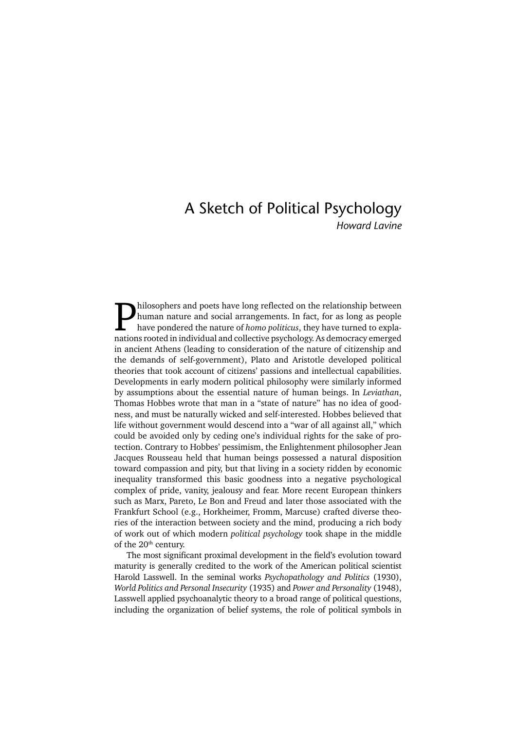# A Sketch of Political Psychology

*Howard Lavine*

Philosophers and poets have long reflected on the relationship between human nature and social arrangements. In fact, for as long as people have pondered the nature of *homo politicus*, they have turned to explanations rooted in individual and collective psychology. As democracy emerged in ancient Athens (leading to consideration of the nature of citizenship and the demands of self-government), Plato and Aristotle developed political theories that took account of citizens' passions and intellectual capabilities. Developments in early modern political philosophy were similarly informed by assumptions about the essential nature of human beings. In *Leviathan*, Thomas Hobbes wrote that man in a "state of nature" has no idea of goodness, and must be naturally wicked and self-interested. Hobbes believed that life without government would descend into a "war of all against all," which could be avoided only by ceding one's individual rights for the sake of protection. Contrary to Hobbes' pessimism, the Enlightenment philosopher Jean Jacques Rousseau held that human beings possessed a natural disposition toward compassion and pity, but that living in a society ridden by economic inequality transformed this basic goodness into a negative psychological complex of pride, vanity, jealousy and fear. More recent European thinkers such as Marx, Pareto, Le Bon and Freud and later those associated with the Frankfurt School (e.g., Horkheimer, Fromm, Marcuse) crafted diverse theories of the interaction between society and the mind, producing a rich body of work out of which modern *political psychology* took shape in the middle of the 20th century.

The most significant proximal development in the field's evolution toward maturity is generally credited to the work of the American political scientist Harold Lasswell. In the seminal works *Psychopathology and Politics* (1930), *World Politics and Personal Insecurity* (1935) and *Power and Personality* (1948), Lasswell applied psychoanalytic theory to a broad range of political questions, including the organization of belief systems, the role of political symbols in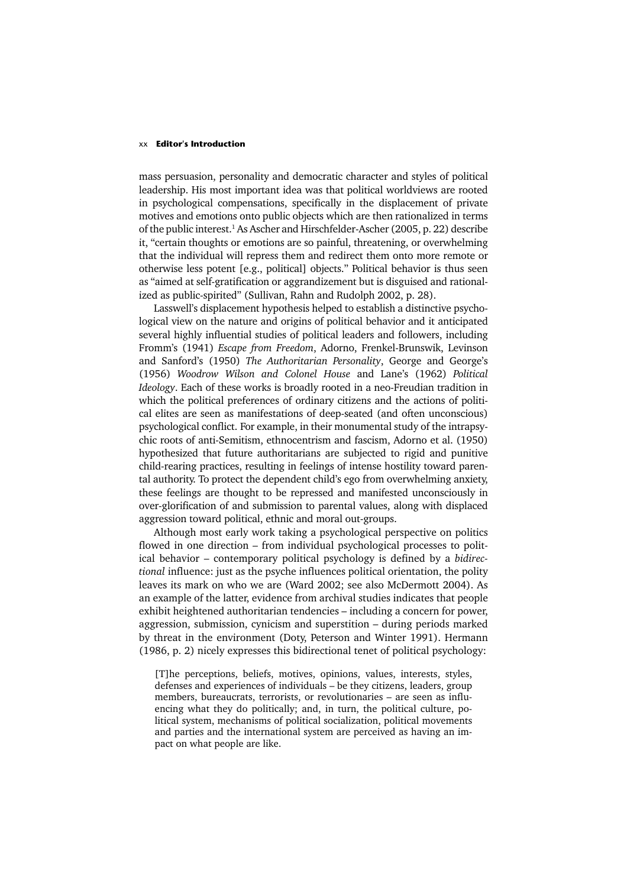mass persuasion, personality and democratic character and styles of political leadership. His most important idea was that political worldviews are rooted in psychological compensations, specifically in the displacement of private motives and emotions onto public objects which are then rationalized in terms of the public interest.[1] As Ascher and Hirschfelder-Ascher (2005, p. 22) describe it, "certain thoughts or emotions are so painful, threatening, or overwhelming that the individual will repress them and redirect them onto more remote or otherwise less potent [e.g., political] objects." Political behavior is thus seen as "aimed at self-gratification or aggrandizement but is disguised and rationalized as public-spirited" (Sullivan, Rahn and Rudolph 2002, p. 28).

Lasswell's displacement hypothesis helped to establish a distinctive psychological view on the nature and origins of political behavior and it anticipated several highly influential studies of political leaders and followers, including Fromm's (1941) *Escape from Freedom*, Adorno, Frenkel-Brunswik, Levinson and Sanford's (1950) *The Authoritarian Personality*, George and George's (1956) *Woodrow Wilson and Colonel House* and Lane's (1962) *Political Ideology*. Each of these works is broadly rooted in a neo-Freudian tradition in which the political preferences of ordinary citizens and the actions of political elites are seen as manifestations of deep-seated (and often unconscious) psychological conflict. For example, in their monumental study of the intrapsychic roots of anti-Semitism, ethnocentrism and fascism, Adorno et al. (1950) hypothesized that future authoritarians are subjected to rigid and punitive child-rearing practices, resulting in feelings of intense hostility toward parental authority. To protect the dependent child's ego from overwhelming anxiety, these feelings are thought to be repressed and manifested unconsciously in over-glorification of and submission to parental values, along with displaced aggression toward political, ethnic and moral out-groups.

Although most early work taking a psychological perspective on politics flowed in one direction – from individual psychological processes to political behavior – contemporary political psychology is defined by a *bidirectional* influence: just as the psyche influences political orientation, the polity leaves its mark on who we are (Ward 2002; see also McDermott 2004). As an example of the latter, evidence from archival studies indicates that people exhibit heightened authoritarian tendencies – including a concern for power, aggression, submission, cynicism and superstition – during periods marked by threat in the environment (Doty, Peterson and Winter 1991). Hermann (1986, p. 2) nicely expresses this bidirectional tenet of political psychology:

> [T]he perceptions, beliefs, motives, opinions, values, interests, styles, defenses and experiences of individuals – be they citizens, leaders, group members, bureaucrats, terrorists, or revolutionaries – are seen as influencing what they do politically; and, in turn, the political culture, political system, mechanisms of political socialization, political movements and parties and the international system are perceived as having an impact on what people are like.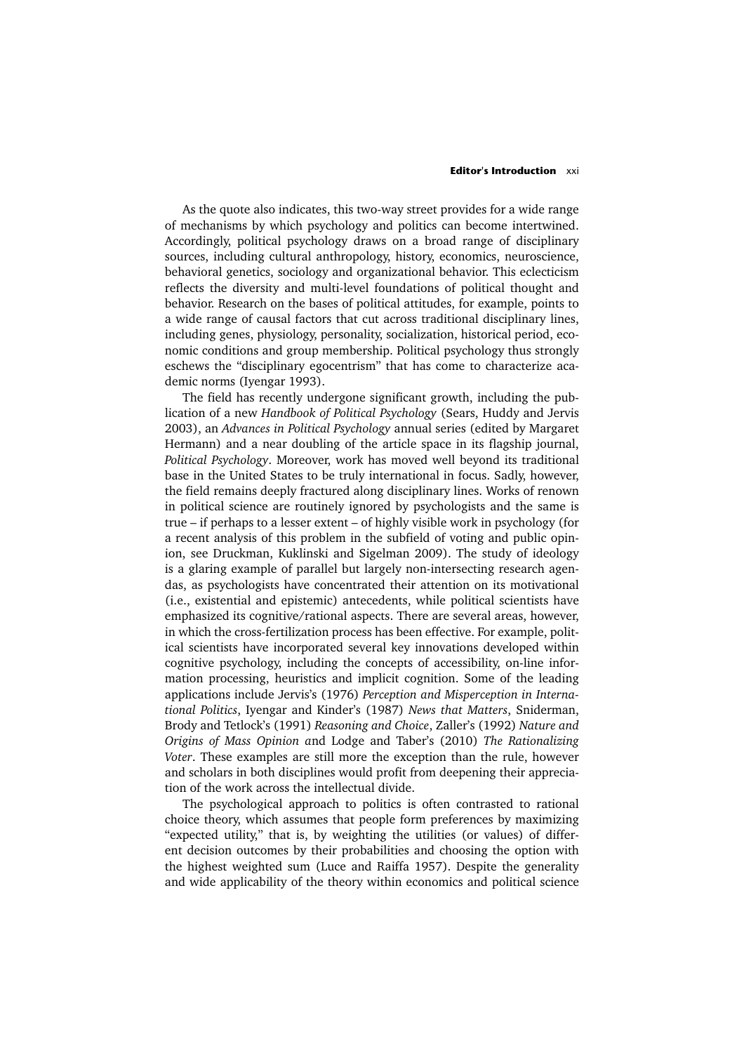As the quote also indicates, this two-way street provides for a wide range of mechanisms by which psychology and politics can become intertwined. Accordingly, political psychology draws on a broad range of disciplinary sources, including cultural anthropology, history, economics, neuroscience, behavioral genetics, sociology and organizational behavior. This eclecticism reflects the diversity and multi-level foundations of political thought and behavior. Research on the bases of political attitudes, for example, points to a wide range of causal factors that cut across traditional disciplinary lines, including genes, physiology, personality, socialization, historical period, economic conditions and group membership. Political psychology thus strongly eschews the "disciplinary egocentrism" that has come to characterize academic norms (Iyengar 1993).

The field has recently undergone significant growth, including the publication of a new *Handbook of Political Psychology* (Sears, Huddy and Jervis 2003), an *Advances in Political Psychology* annual series (edited by Margaret Hermann) and a near doubling of the article space in its flagship journal, *Political Psychology*. Moreover, work has moved well beyond its traditional base in the United States to be truly international in focus. Sadly, however, the field remains deeply fractured along disciplinary lines. Works of renown in political science are routinely ignored by psychologists and the same is true – if perhaps to a lesser extent – of highly visible work in psychology (for a recent analysis of this problem in the subfield of voting and public opinion, see Druckman, Kuklinski and Sigelman 2009). The study of ideology is a glaring example of parallel but largely non-intersecting research agendas, as psychologists have concentrated their attention on its motivational (i.e., existential and epistemic) antecedents, while political scientists have emphasized its cognitive/rational aspects. There are several areas, however, in which the cross-fertilization process has been effective. For example, political scientists have incorporated several key innovations developed within cognitive psychology, including the concepts of accessibility, on-line information processing, heuristics and implicit cognition. Some of the leading applications include Jervis's (1976) *Perception and Misperception in International Politics*, Iyengar and Kinder's (1987) *News that Matters*, Sniderman, Brody and Tetlock's (1991) *Reasoning and Choice*, Zaller's (1992) *Nature and Origins of Mass Opinion* and Lodge and Taber's (2010) *The Rationalizing Voter*. These examples are still more the exception than the rule, however and scholars in both disciplines would profit from deepening their appreciation of the work across the intellectual divide.

The psychological approach to politics is often contrasted to rational choice theory, which assumes that people form preferences by maximizing "expected utility," that is, by weighting the utilities (or values) of different decision outcomes by their probabilities and choosing the option with the highest weighted sum (Luce and Raiffa 1957). Despite the generality and wide applicability of the theory within economics and political science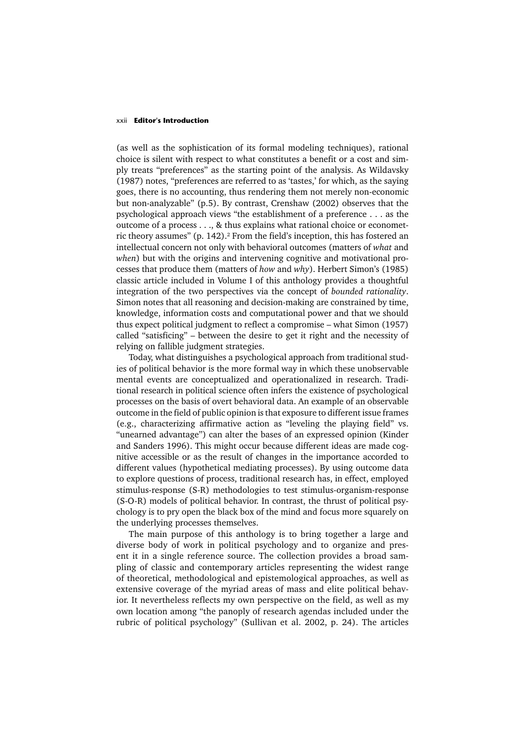(as well as the sophistication of its formal modeling techniques), rational choice is silent with respect to what constitutes a benefit or a cost and simply treats "preferences" as the starting point of the analysis. As Wildavsky (1987) notes, "preferences are referred to as 'tastes,' for which, as the saying goes, there is no accounting, thus rendering them not merely non-economic but non-analyzable" (p.5). By contrast, Crenshaw (2002) observes that the psychological approach views "the establishment of a preference . . . as the outcome of a process . . ., & thus explains what rational choice or econometric theory assumes" (p. 142).[2] From the field's inception, this has fostered an intellectual concern not only with behavioral outcomes (matters of *what* and *when*) but with the origins and intervening cognitive and motivational processes that produce them (matters of *how* and *why*). Herbert Simon's (1985) classic article included in Volume I of this anthology provides a thoughtful integration of the two perspectives via the concept of *bounded rationality*. Simon notes that all reasoning and decision-making are constrained by time, knowledge, information costs and computational power and that we should thus expect political judgment to reflect a compromise – what Simon (1957) called "satisficing" – between the desire to get it right and the necessity of relying on fallible judgment strategies.

Today, what distinguishes a psychological approach from traditional studies of political behavior is the more formal way in which these unobservable mental events are conceptualized and operationalized in research. Traditional research in political science often infers the existence of psychological processes on the basis of overt behavioral data. An example of an observable outcome in the field of public opinion is that exposure to different issue frames (e.g., characterizing affirmative action as "leveling the playing field" vs. "unearned advantage") can alter the bases of an expressed opinion (Kinder and Sanders 1996). This might occur because different ideas are made cognitive accessible or as the result of changes in the importance accorded to different values (hypothetical mediating processes). By using outcome data to explore questions of process, traditional research has, in effect, employed stimulus-response (S-R) methodologies to test stimulus-organism-response (S-O-R) models of political behavior. In contrast, the thrust of political psychology is to pry open the black box of the mind and focus more squarely on the underlying processes themselves.

The main purpose of this anthology is to bring together a large and diverse body of work in political psychology and to organize and present it in a single reference source. The collection provides a broad sampling of classic and contemporary articles representing the widest range of theoretical, methodological and epistemological approaches, as well as extensive coverage of the myriad areas of mass and elite political behavior. It nevertheless reflects my own perspective on the field, as well as my own location among "the panoply of research agendas included under the rubric of political psychology" (Sullivan et al. 2002, p. 24). The articles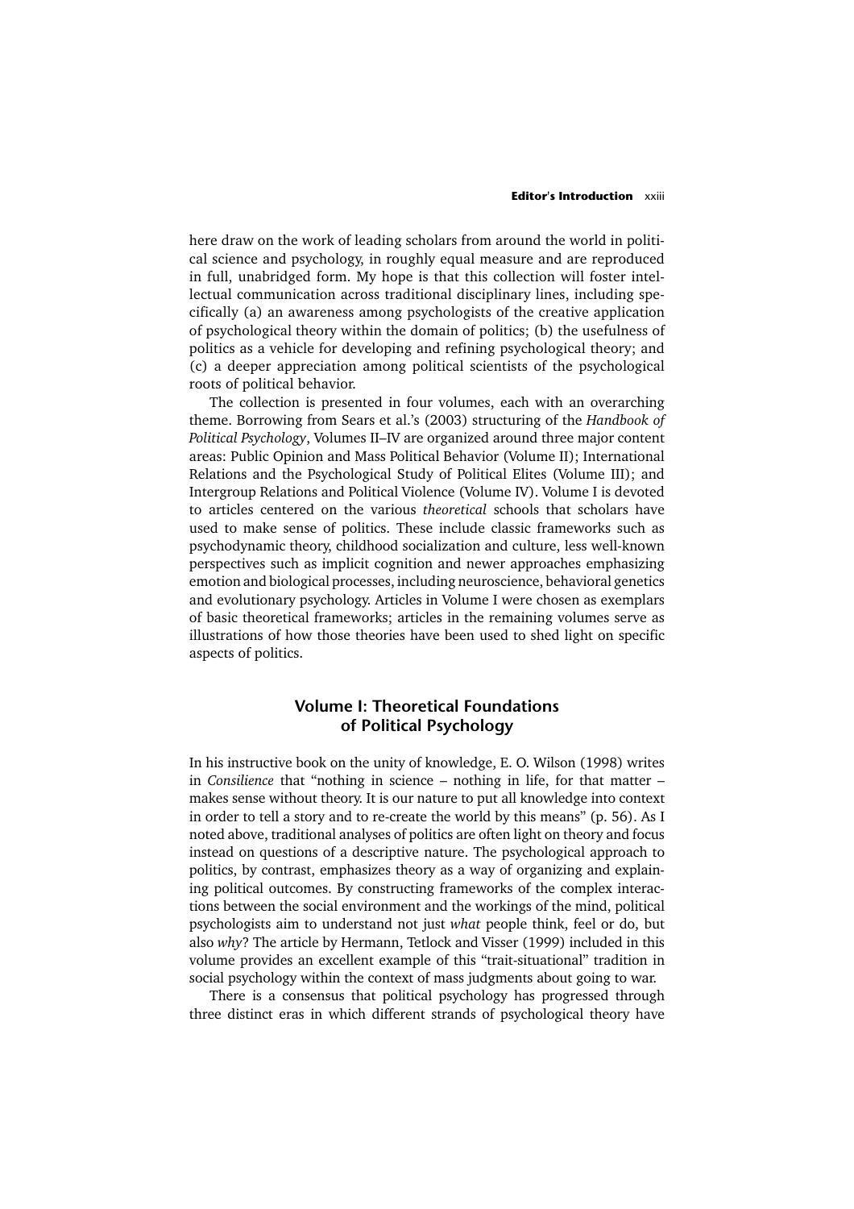here draw on the work of leading scholars from around the world in political science and psychology, in roughly equal measure and are reproduced in full, unabridged form. My hope is that this collection will foster intellectual communication across traditional disciplinary lines, including specifically (a) an awareness among psychologists of the creative application of psychological theory within the domain of politics; (b) the usefulness of politics as a vehicle for developing and refining psychological theory; and (c) a deeper appreciation among political scientists of the psychological roots of political behavior.

The collection is presented in four volumes, each with an overarching theme. Borrowing from Sears et al.'s (2003) structuring of the *Handbook of Political Psychology*, Volumes II–IV are organized around three major content areas: Public Opinion and Mass Political Behavior (Volume II); International Relations and the Psychological Study of Political Elites (Volume III); and Intergroup Relations and Political Violence (Volume IV). Volume I is devoted to articles centered on the various *theoretical* schools that scholars have used to make sense of politics. These include classic frameworks such as psychodynamic theory, childhood socialization and culture, less well-known perspectives such as implicit cognition and newer approaches emphasizing emotion and biological processes, including neuroscience, behavioral genetics and evolutionary psychology. Articles in Volume I were chosen as exemplars of basic theoretical frameworks; articles in the remaining volumes serve as illustrations of how those theories have been used to shed light on specific aspects of politics.

## Volume I: Theoretical Foundations of Political Psychology

In his instructive book on the unity of knowledge, E. O. Wilson (1998) writes in *Consilience* that "nothing in science – nothing in life, for that matter – makes sense without theory. It is our nature to put all knowledge into context in order to tell a story and to re-create the world by this means" (p. 56). As I noted above, traditional analyses of politics are often light on theory and focus instead on questions of a descriptive nature. The psychological approach to politics, by contrast, emphasizes theory as a way of organizing and explaining political outcomes. By constructing frameworks of the complex interactions between the social environment and the workings of the mind, political psychologists aim to understand not just *what* people think, feel or do, but also *why*? The article by Hermann, Tetlock and Visser (1999) included in this volume provides an excellent example of this "trait-situational" tradition in social psychology within the context of mass judgments about going to war.

There is a consensus that political psychology has progressed through three distinct eras in which different strands of psychological theory have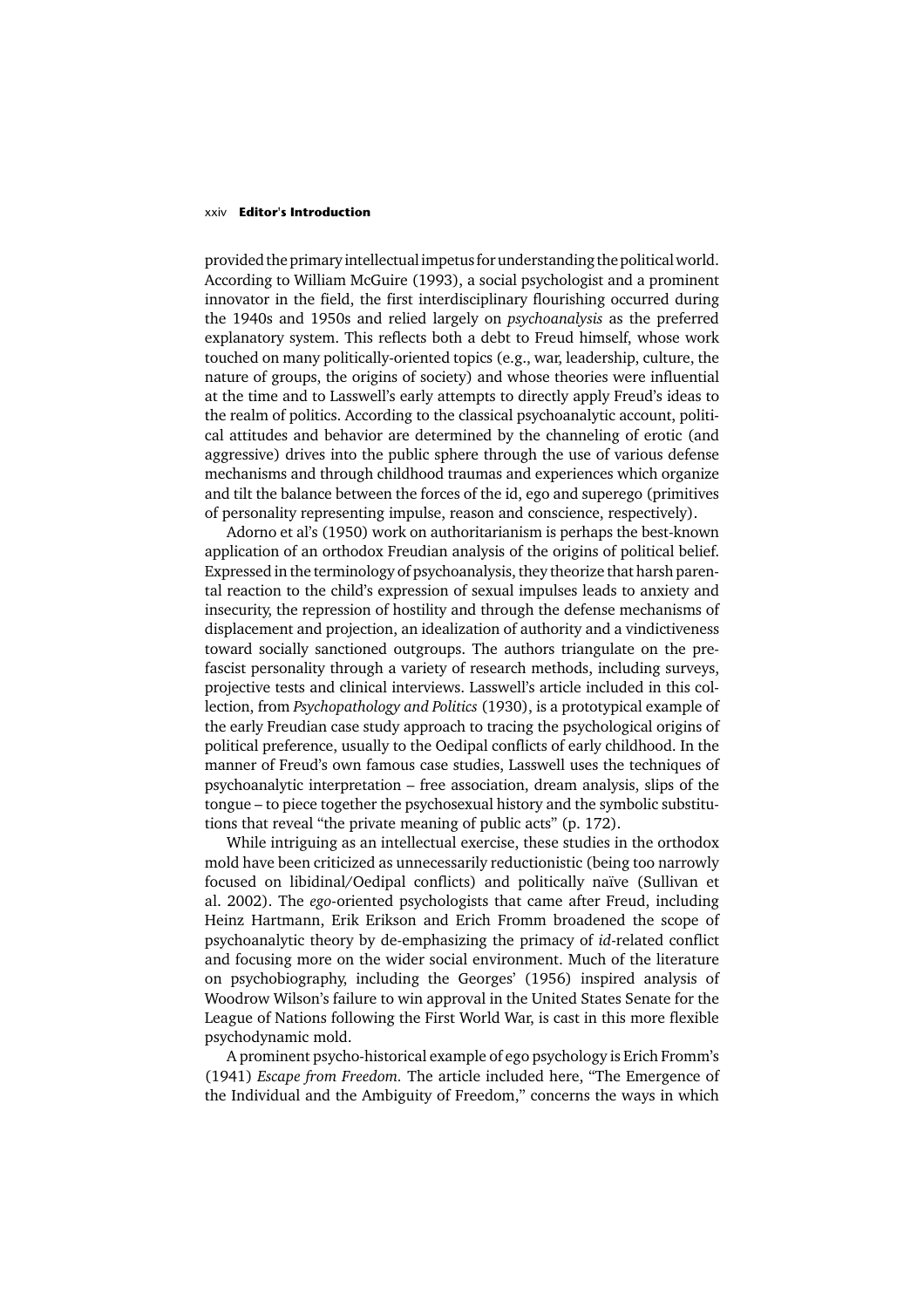provided the primary intellectual impetus for understanding the political world. According to William McGuire (1993), a social psychologist and a prominent innovator in the field, the first interdisciplinary flourishing occurred during the 1940s and 1950s and relied largely on *psychoanalysis* as the preferred explanatory system. This reflects both a debt to Freud himself, whose work touched on many politically-oriented topics (e.g., war, leadership, culture, the nature of groups, the origins of society) and whose theories were influential at the time and to Lasswell's early attempts to directly apply Freud's ideas to the realm of politics. According to the classical psychoanalytic account, political attitudes and behavior are determined by the channeling of erotic (and aggressive) drives into the public sphere through the use of various defense mechanisms and through childhood traumas and experiences which organize and tilt the balance between the forces of the id, ego and superego (primitives of personality representing impulse, reason and conscience, respectively).

Adorno et al's (1950) work on authoritarianism is perhaps the best-known application of an orthodox Freudian analysis of the origins of political belief. Expressed in the terminology of psychoanalysis, they theorize that harsh parental reaction to the child's expression of sexual impulses leads to anxiety and insecurity, the repression of hostility and through the defense mechanisms of displacement and projection, an idealization of authority and a vindictiveness toward socially sanctioned outgroups. The authors triangulate on the pre-fascist personality through a variety of research methods, including surveys, projective tests and clinical interviews. Lasswell's article included in this collection, from *Psychopathology and Politics* (1930), is a prototypical example of the early Freudian case study approach to tracing the psychological origins of political preference, usually to the Oedipal conflicts of early childhood. In the manner of Freud's own famous case studies, Lasswell uses the techniques of psychoanalytic interpretation – free association, dream analysis, slips of the tongue – to piece together the psychosexual history and the symbolic substitutions that reveal "the private meaning of public acts" (p. 172).

While intriguing as an intellectual exercise, these studies in the orthodox mold have been criticized as unnecessarily reductionistic (being too narrowly focused on libidinal/Oedipal conflicts) and politically naïve (Sullivan et al. 2002). The *ego*-oriented psychologists that came after Freud, including Heinz Hartmann, Erik Erikson and Erich Fromm broadened the scope of psychoanalytic theory by de-emphasizing the primacy of *id*-related conflict and focusing more on the wider social environment. Much of the literature on psychobiography, including the Georges' (1956) inspired analysis of Woodrow Wilson's failure to win approval in the United States Senate for the League of Nations following the First World War, is cast in this more flexible psychodynamic mold.

A prominent psycho-historical example of ego psychology is Erich Fromm's (1941) *Escape from Freedom*. The article included here, "The Emergence of the Individual and the Ambiguity of Freedom," concerns the ways in which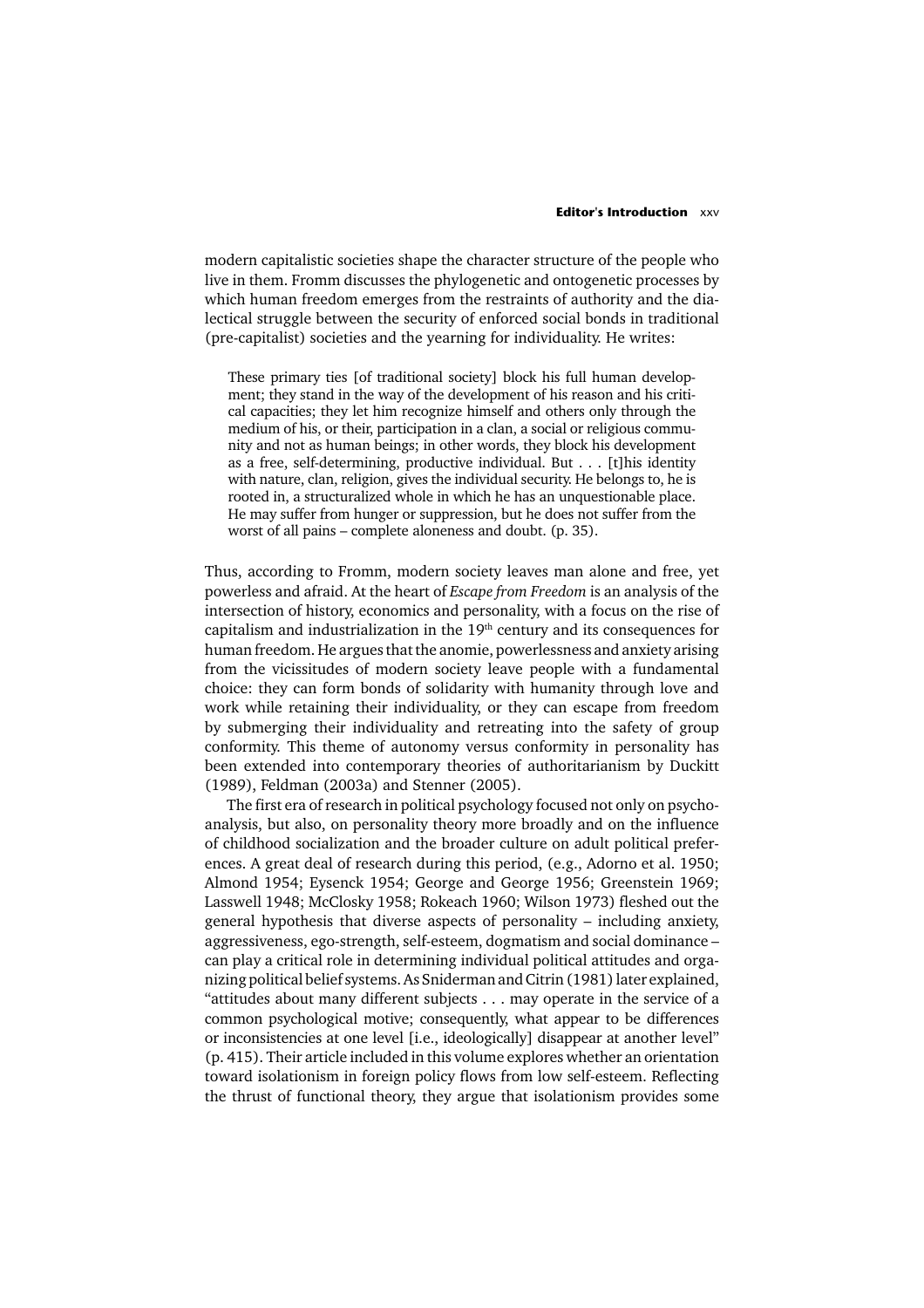modern capitalistic societies shape the character structure of the people who live in them. Fromm discusses the phylogenetic and ontogenetic processes by which human freedom emerges from the restraints of authority and the dialectical struggle between the security of enforced social bonds in traditional (pre-capitalist) societies and the yearning for individuality. He writes:

> These primary ties [of traditional society] block his full human development; they stand in the way of the development of his reason and his critical capacities; they let him recognize himself and others only through the medium of his, or their, participation in a clan, a social or religious community and not as human beings; in other words, they block his development as a free, self-determining, productive individual. But . . . [t]his identity with nature, clan, religion, gives the individual security. He belongs to, he is rooted in, a structuralized whole in which he has an unquestionable place. He may suffer from hunger or suppression, but he does not suffer from the worst of all pains – complete aloneness and doubt. (p. 35).

Thus, according to Fromm, modern society leaves man alone and free, yet powerless and afraid. At the heart of *Escape from Freedom* is an analysis of the intersection of history, economics and personality, with a focus on the rise of capitalism and industrialization in the 19th century and its consequences for human freedom. He argues that the anomie, powerlessness and anxiety arising from the vicissitudes of modern society leave people with a fundamental choice: they can form bonds of solidarity with humanity through love and work while retaining their individuality, or they can escape from freedom by submerging their individuality and retreating into the safety of group conformity. This theme of autonomy versus conformity in personality has been extended into contemporary theories of authoritarianism by Duckitt (1989), Feldman (2003a) and Stenner (2005).

The first era of research in political psychology focused not only on psychoanalysis, but also, on personality theory more broadly and on the influence of childhood socialization and the broader culture on adult political preferences. A great deal of research during this period, (e.g., Adorno et al. 1950; Almond 1954; Eysenck 1954; George and George 1956; Greenstein 1969; Lasswell 1948; McClosky 1958; Rokeach 1960; Wilson 1973) fleshed out the general hypothesis that diverse aspects of personality – including anxiety, aggressiveness, ego-strength, self-esteem, dogmatism and social dominance – can play a critical role in determining individual political attitudes and organizing political belief systems. As Sniderman and Citrin (1981) later explained, "attitudes about many different subjects . . . may operate in the service of a common psychological motive; consequently, what appear to be differences or inconsistencies at one level [i.e., ideologically] disappear at another level" (p. 415). Their article included in this volume explores whether an orientation toward isolationism in foreign policy flows from low self-esteem. Reflecting the thrust of functional theory, they argue that isolationism provides some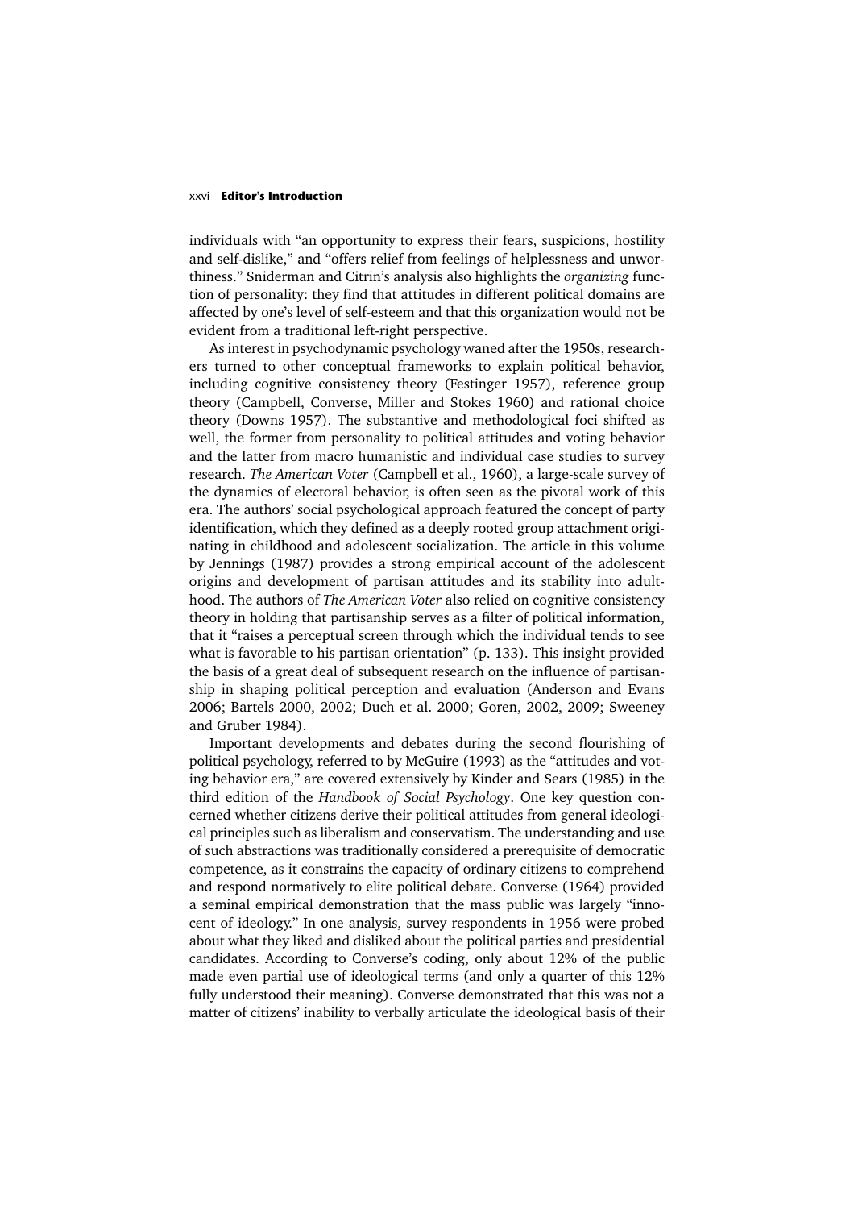individuals with "an opportunity to express their fears, suspicions, hostility and self-dislike," and "offers relief from feelings of helplessness and unworthiness." Sniderman and Citrin's analysis also highlights the *organizing* function of personality: they find that attitudes in different political domains are affected by one's level of self-esteem and that this organization would not be evident from a traditional left-right perspective.

As interest in psychodynamic psychology waned after the 1950s, researchers turned to other conceptual frameworks to explain political behavior, including cognitive consistency theory (Festinger 1957), reference group theory (Campbell, Converse, Miller and Stokes 1960) and rational choice theory (Downs 1957). The substantive and methodological foci shifted as well, the former from personality to political attitudes and voting behavior and the latter from macro humanistic and individual case studies to survey research. *The American Voter* (Campbell et al., 1960), a large-scale survey of the dynamics of electoral behavior, is often seen as the pivotal work of this era. The authors' social psychological approach featured the concept of party identification, which they defined as a deeply rooted group attachment originating in childhood and adolescent socialization. The article in this volume by Jennings (1987) provides a strong empirical account of the adolescent origins and development of partisan attitudes and its stability into adulthood. The authors of *The American Voter* also relied on cognitive consistency theory in holding that partisanship serves as a filter of political information, that it "raises a perceptual screen through which the individual tends to see what is favorable to his partisan orientation" (p. 133). This insight provided the basis of a great deal of subsequent research on the influence of partisanship in shaping political perception and evaluation (Anderson and Evans 2006; Bartels 2000, 2002; Duch et al. 2000; Goren, 2002, 2009; Sweeney and Gruber 1984).

Important developments and debates during the second flourishing of political psychology, referred to by McGuire (1993) as the "attitudes and voting behavior era," are covered extensively by Kinder and Sears (1985) in the third edition of the *Handbook of Social Psychology*. One key question concerned whether citizens derive their political attitudes from general ideological principles such as liberalism and conservatism. The understanding and use of such abstractions was traditionally considered a prerequisite of democratic competence, as it constrains the capacity of ordinary citizens to comprehend and respond normatively to elite political debate. Converse (1964) provided a seminal empirical demonstration that the mass public was largely "innocent of ideology." In one analysis, survey respondents in 1956 were probed about what they liked and disliked about the political parties and presidential candidates. According to Converse's coding, only about 12% of the public made even partial use of ideological terms (and only a quarter of this 12% fully understood their meaning). Converse demonstrated that this was not a matter of citizens' inability to verbally articulate the ideological basis of their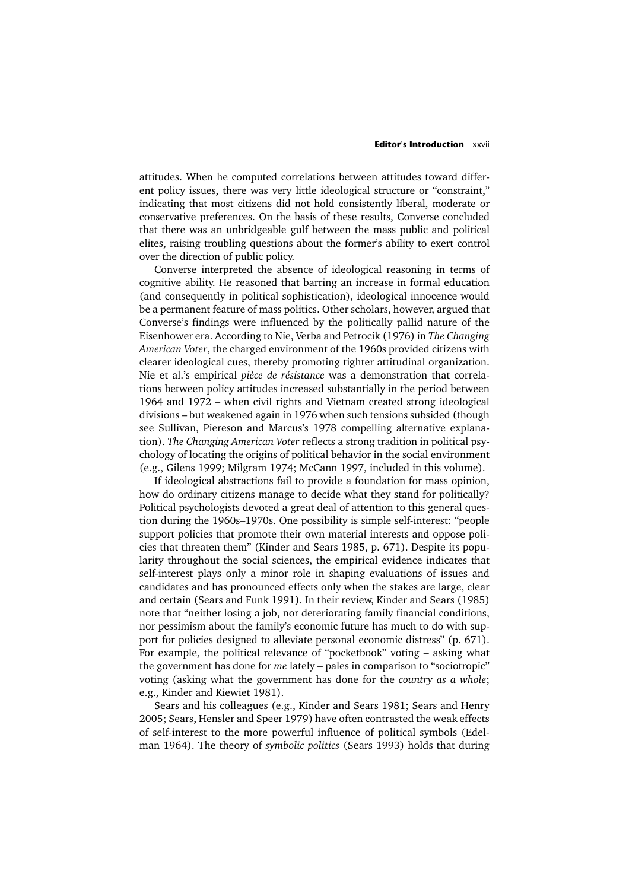attitudes. When he computed correlations between attitudes toward different policy issues, there was very little ideological structure or "constraint," indicating that most citizens did not hold consistently liberal, moderate or conservative preferences. On the basis of these results, Converse concluded that there was an unbridgeable gulf between the mass public and political elites, raising troubling questions about the former's ability to exert control over the direction of public policy.

Converse interpreted the absence of ideological reasoning in terms of cognitive ability. He reasoned that barring an increase in formal education (and consequently in political sophistication), ideological innocence would be a permanent feature of mass politics. Other scholars, however, argued that Converse's findings were influenced by the politically pallid nature of the Eisenhower era. According to Nie, Verba and Petrocik (1976) in *The Changing American Voter*, the charged environment of the 1960s provided citizens with clearer ideological cues, thereby promoting tighter attitudinal organization. Nie et al.'s empirical *pièce de résistance* was a demonstration that correlations between policy attitudes increased substantially in the period between 1964 and 1972 – when civil rights and Vietnam created strong ideological divisions – but weakened again in 1976 when such tensions subsided (though see Sullivan, Piereson and Marcus's 1978 compelling alternative explanation). *The Changing American Voter* reflects a strong tradition in political psychology of locating the origins of political behavior in the social environment (e.g., Gilens 1999; Milgram 1974; McCann 1997, included in this volume).

If ideological abstractions fail to provide a foundation for mass opinion, how do ordinary citizens manage to decide what they stand for politically? Political psychologists devoted a great deal of attention to this general question during the 1960s–1970s. One possibility is simple self-interest: "people support policies that promote their own material interests and oppose policies that threaten them" (Kinder and Sears 1985, p. 671). Despite its popularity throughout the social sciences, the empirical evidence indicates that self-interest plays only a minor role in shaping evaluations of issues and candidates and has pronounced effects only when the stakes are large, clear and certain (Sears and Funk 1991). In their review, Kinder and Sears (1985) note that "neither losing a job, nor deteriorating family financial conditions, nor pessimism about the family's economic future has much to do with support for policies designed to alleviate personal economic distress" (p. 671). For example, the political relevance of "pocketbook" voting – asking what the government has done for *me* lately – pales in comparison to "sociotropic" voting (asking what the government has done for the *country as a whole*; e.g., Kinder and Kiewiet 1981).

Sears and his colleagues (e.g., Kinder and Sears 1981; Sears and Henry 2005; Sears, Hensler and Speer 1979) have often contrasted the weak effects of self-interest to the more powerful influence of political symbols (Edelman 1964). The theory of *symbolic politics* (Sears 1993) holds that during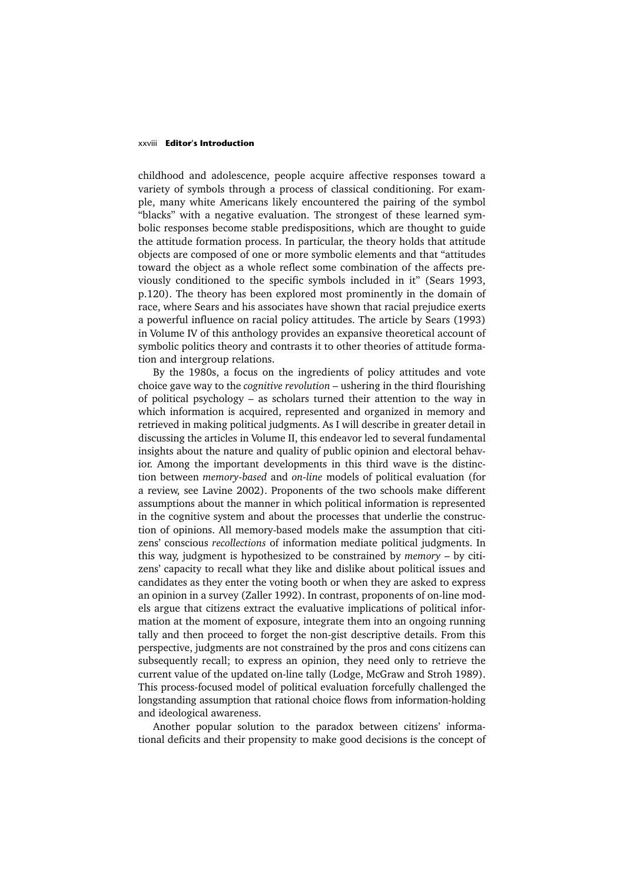childhood and adolescence, people acquire affective responses toward a variety of symbols through a process of classical conditioning. For example, many white Americans likely encountered the pairing of the symbol "blacks" with a negative evaluation. The strongest of these learned symbolic responses become stable predispositions, which are thought to guide the attitude formation process. In particular, the theory holds that attitude objects are composed of one or more symbolic elements and that "attitudes toward the object as a whole reflect some combination of the affects previously conditioned to the specific symbols included in it" (Sears 1993, p.120). The theory has been explored most prominently in the domain of race, where Sears and his associates have shown that racial prejudice exerts a powerful influence on racial policy attitudes. The article by Sears (1993) in Volume IV of this anthology provides an expansive theoretical account of symbolic politics theory and contrasts it to other theories of attitude formation and intergroup relations.

By the 1980s, a focus on the ingredients of policy attitudes and vote choice gave way to the *cognitive revolution* – ushering in the third flourishing of political psychology – as scholars turned their attention to the way in which information is acquired, represented and organized in memory and retrieved in making political judgments. As I will describe in greater detail in discussing the articles in Volume II, this endeavor led to several fundamental insights about the nature and quality of public opinion and electoral behavior. Among the important developments in this third wave is the distinction between *memory-based* and *on-line* models of political evaluation (for a review, see Lavine 2002). Proponents of the two schools make different assumptions about the manner in which political information is represented in the cognitive system and about the processes that underlie the construction of opinions. All memory-based models make the assumption that citizens' conscious *recollections* of information mediate political judgments. In this way, judgment is hypothesized to be constrained by *memory* – by citizens' capacity to recall what they like and dislike about political issues and candidates as they enter the voting booth or when they are asked to express an opinion in a survey (Zaller 1992). In contrast, proponents of on-line models argue that citizens extract the evaluative implications of political information at the moment of exposure, integrate them into an ongoing running tally and then proceed to forget the non-gist descriptive details. From this perspective, judgments are not constrained by the pros and cons citizens can subsequently recall; to express an opinion, they need only to retrieve the current value of the updated on-line tally (Lodge, McGraw and Stroh 1989). This process-focused model of political evaluation forcefully challenged the longstanding assumption that rational choice flows from information-holding and ideological awareness.

Another popular solution to the paradox between citizens' informational deficits and their propensity to make good decisions is the concept of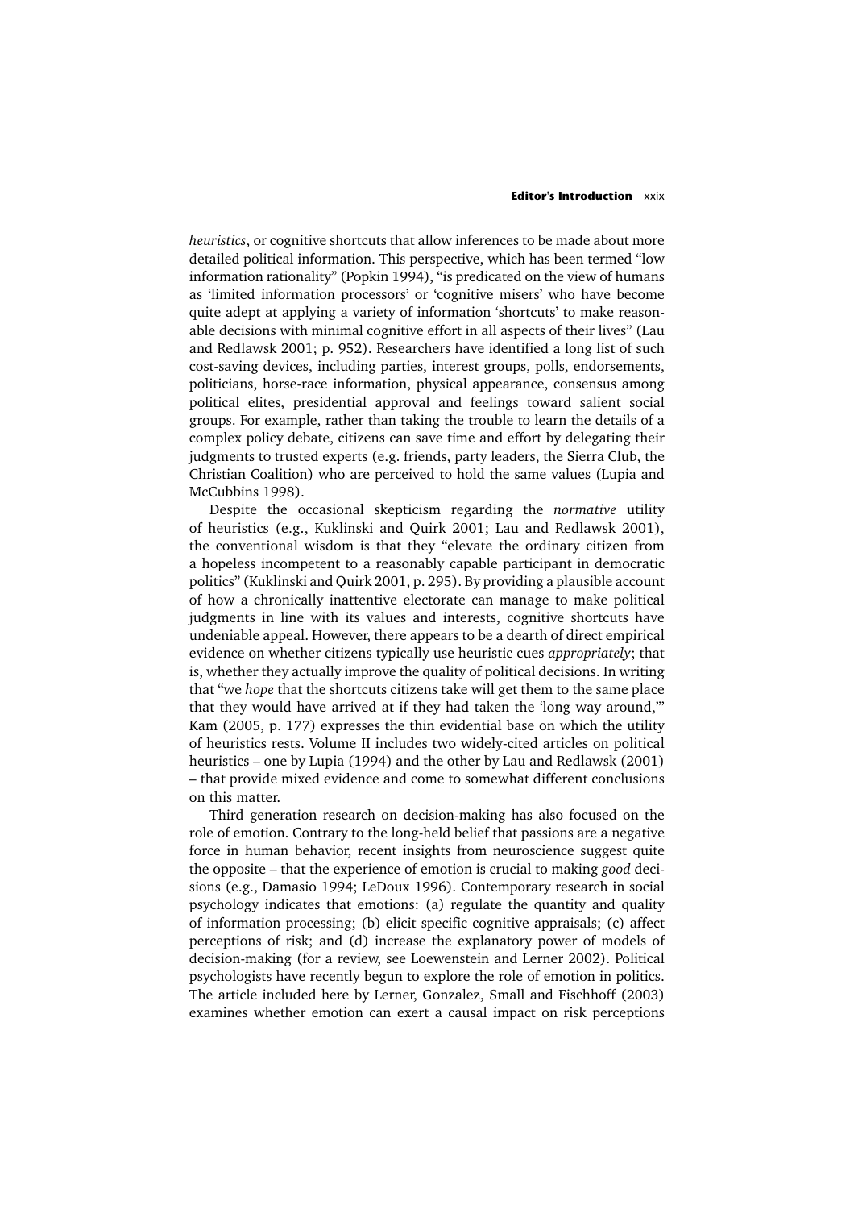*heuristics*, or cognitive shortcuts that allow inferences to be made about more detailed political information. This perspective, which has been termed "low information rationality" (Popkin 1994), "is predicated on the view of humans as 'limited information processors' or 'cognitive misers' who have become quite adept at applying a variety of information 'shortcuts' to make reasonable decisions with minimal cognitive effort in all aspects of their lives" (Lau and Redlawsk 2001; p. 952). Researchers have identified a long list of such cost-saving devices, including parties, interest groups, polls, endorsements, politicians, horse-race information, physical appearance, consensus among political elites, presidential approval and feelings toward salient social groups. For example, rather than taking the trouble to learn the details of a complex policy debate, citizens can save time and effort by delegating their judgments to trusted experts (e.g. friends, party leaders, the Sierra Club, the Christian Coalition) who are perceived to hold the same values (Lupia and McCubbins 1998).

Despite the occasional skepticism regarding the *normative* utility of heuristics (e.g., Kuklinski and Quirk 2001; Lau and Redlawsk 2001), the conventional wisdom is that they "elevate the ordinary citizen from a hopeless incompetent to a reasonably capable participant in democratic politics" (Kuklinski and Quirk 2001, p. 295). By providing a plausible account of how a chronically inattentive electorate can manage to make political judgments in line with its values and interests, cognitive shortcuts have undeniable appeal. However, there appears to be a dearth of direct empirical evidence on whether citizens typically use heuristic cues *appropriately*; that is, whether they actually improve the quality of political decisions. In writing that "we *hope* that the shortcuts citizens take will get them to the same place that they would have arrived at if they had taken the 'long way around,'" Kam (2005, p. 177) expresses the thin evidential base on which the utility of heuristics rests. Volume II includes two widely-cited articles on political heuristics – one by Lupia (1994) and the other by Lau and Redlawsk (2001) – that provide mixed evidence and come to somewhat different conclusions on this matter.

Third generation research on decision-making has also focused on the role of emotion. Contrary to the long-held belief that passions are a negative force in human behavior, recent insights from neuroscience suggest quite the opposite – that the experience of emotion is crucial to making *good* decisions (e.g., Damasio 1994; LeDoux 1996). Contemporary research in social psychology indicates that emotions: (a) regulate the quantity and quality of information processing; (b) elicit specific cognitive appraisals; (c) affect perceptions of risk; and (d) increase the explanatory power of models of decision-making (for a review, see Loewenstein and Lerner 2002). Political psychologists have recently begun to explore the role of emotion in politics. The article included here by Lerner, Gonzalez, Small and Fischhoff (2003) examines whether emotion can exert a causal impact on risk perceptions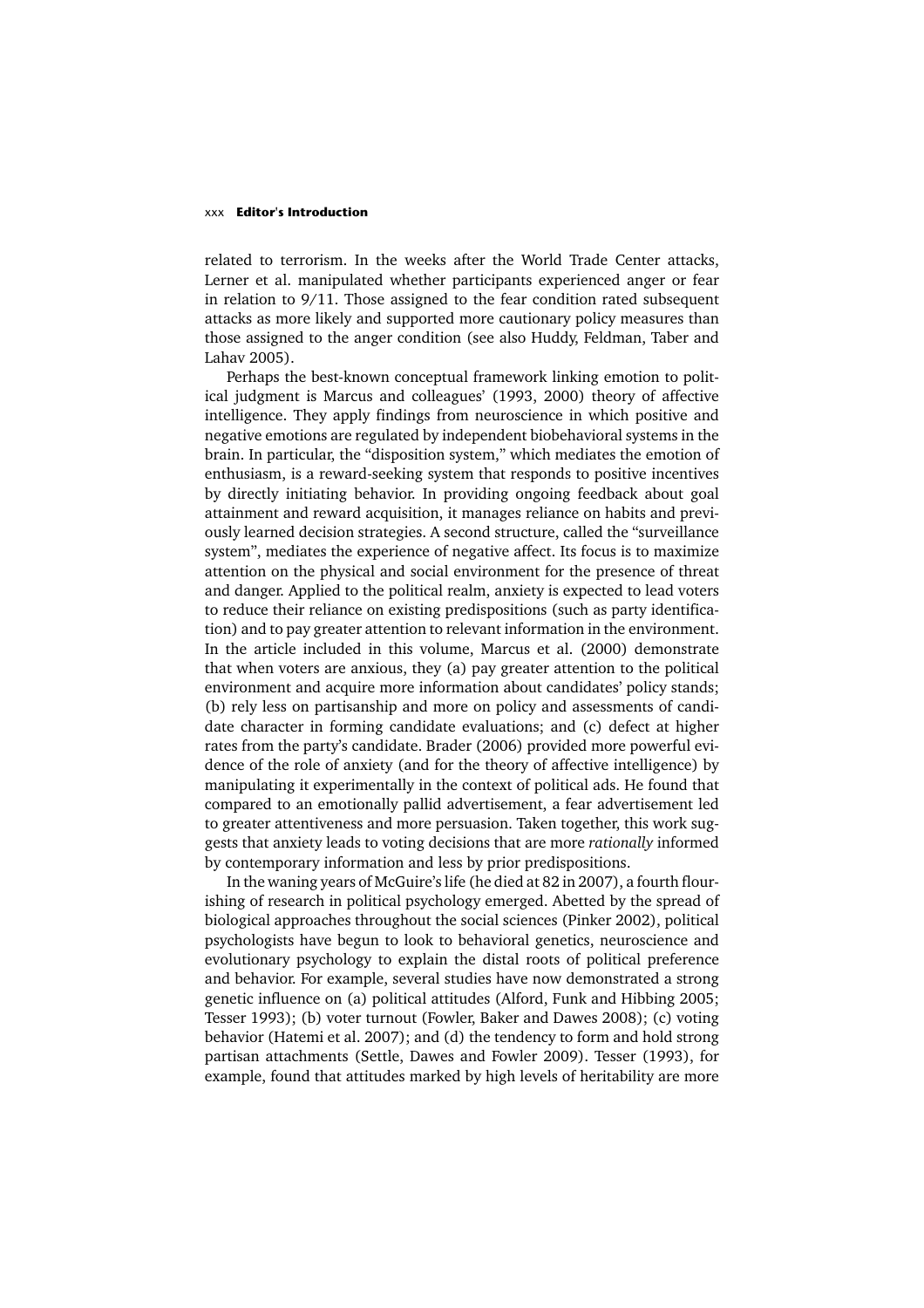related to terrorism. In the weeks after the World Trade Center attacks, Lerner et al. manipulated whether participants experienced anger or fear in relation to 9/11. Those assigned to the fear condition rated subsequent attacks as more likely and supported more cautionary policy measures than those assigned to the anger condition (see also Huddy, Feldman, Taber and Lahav 2005).

Perhaps the best-known conceptual framework linking emotion to political judgment is Marcus and colleagues' (1993, 2000) theory of affective intelligence. They apply findings from neuroscience in which positive and negative emotions are regulated by independent biobehavioral systems in the brain. In particular, the "disposition system," which mediates the emotion of enthusiasm, is a reward-seeking system that responds to positive incentives by directly initiating behavior. In providing ongoing feedback about goal attainment and reward acquisition, it manages reliance on habits and previously learned decision strategies. A second structure, called the "surveillance system", mediates the experience of negative affect. Its focus is to maximize attention on the physical and social environment for the presence of threat and danger. Applied to the political realm, anxiety is expected to lead voters to reduce their reliance on existing predispositions (such as party identification) and to pay greater attention to relevant information in the environment. In the article included in this volume, Marcus et al. (2000) demonstrate that when voters are anxious, they (a) pay greater attention to the political environment and acquire more information about candidates' policy stands; (b) rely less on partisanship and more on policy and assessments of candidate character in forming candidate evaluations; and (c) defect at higher rates from the party's candidate. Brader (2006) provided more powerful evidence of the role of anxiety (and for the theory of affective intelligence) by manipulating it experimentally in the context of political ads. He found that compared to an emotionally pallid advertisement, a fear advertisement led to greater attentiveness and more persuasion. Taken together, this work suggests that anxiety leads to voting decisions that are more *rationally* informed by contemporary information and less by prior predispositions.

In the waning years of McGuire's life (he died at 82 in 2007), a fourth flourishing of research in political psychology emerged. Abetted by the spread of biological approaches throughout the social sciences (Pinker 2002), political psychologists have begun to look to behavioral genetics, neuroscience and evolutionary psychology to explain the distal roots of political preference and behavior. For example, several studies have now demonstrated a strong genetic influence on (a) political attitudes (Alford, Funk and Hibbing 2005; Tesser 1993); (b) voter turnout (Fowler, Baker and Dawes 2008); (c) voting behavior (Hatemi et al. 2007); and (d) the tendency to form and hold strong partisan attachments (Settle, Dawes and Fowler 2009). Tesser (1993), for example, found that attitudes marked by high levels of heritability are more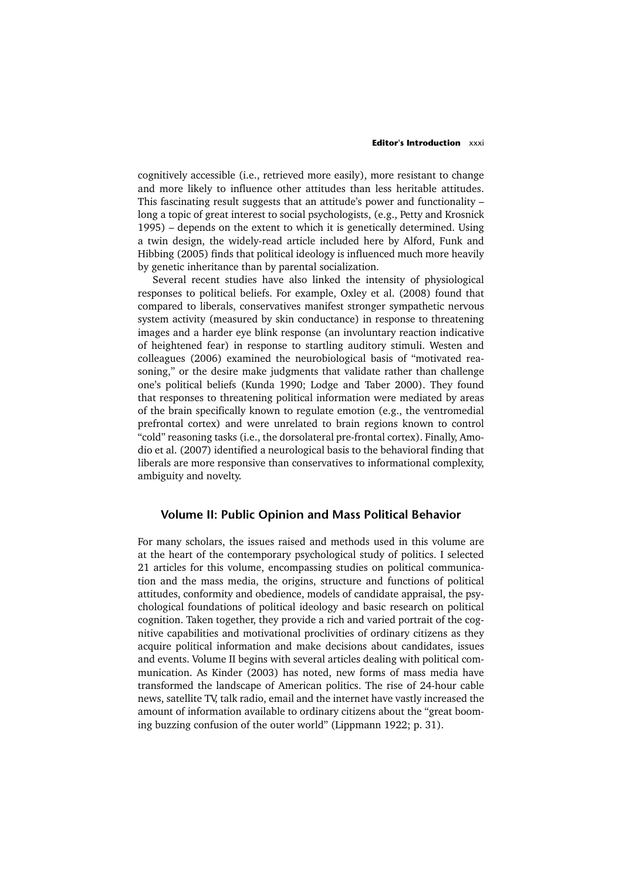cognitively accessible (i.e., retrieved more easily), more resistant to change and more likely to influence other attitudes than less heritable attitudes. This fascinating result suggests that an attitude's power and functionality – long a topic of great interest to social psychologists, (e.g., Petty and Krosnick 1995) – depends on the extent to which it is genetically determined. Using a twin design, the widely-read article included here by Alford, Funk and Hibbing (2005) finds that political ideology is influenced much more heavily by genetic inheritance than by parental socialization.

Several recent studies have also linked the intensity of physiological responses to political beliefs. For example, Oxley et al. (2008) found that compared to liberals, conservatives manifest stronger sympathetic nervous system activity (measured by skin conductance) in response to threatening images and a harder eye blink response (an involuntary reaction indicative of heightened fear) in response to startling auditory stimuli. Westen and colleagues (2006) examined the neurobiological basis of "motivated reasoning," or the desire make judgments that validate rather than challenge one's political beliefs (Kunda 1990; Lodge and Taber 2000). They found that responses to threatening political information were mediated by areas of the brain specifically known to regulate emotion (e.g., the ventromedial prefrontal cortex) and were unrelated to brain regions known to control "cold" reasoning tasks (i.e., the dorsolateral pre-frontal cortex). Finally, Amodio et al. (2007) identified a neurological basis to the behavioral finding that liberals are more responsive than conservatives to informational complexity, ambiguity and novelty.

## Volume II: Public Opinion and Mass Political Behavior

For many scholars, the issues raised and methods used in this volume are at the heart of the contemporary psychological study of politics. I selected 21 articles for this volume, encompassing studies on political communication and the mass media, the origins, structure and functions of political attitudes, conformity and obedience, models of candidate appraisal, the psychological foundations of political ideology and basic research on political cognition. Taken together, they provide a rich and varied portrait of the cognitive capabilities and motivational proclivities of ordinary citizens as they acquire political information and make decisions about candidates, issues and events. Volume II begins with several articles dealing with political communication. As Kinder (2003) has noted, new forms of mass media have transformed the landscape of American politics. The rise of 24-hour cable news, satellite TV, talk radio, email and the internet have vastly increased the amount of information available to ordinary citizens about the "great booming buzzing confusion of the outer world" (Lippmann 1922; p. 31).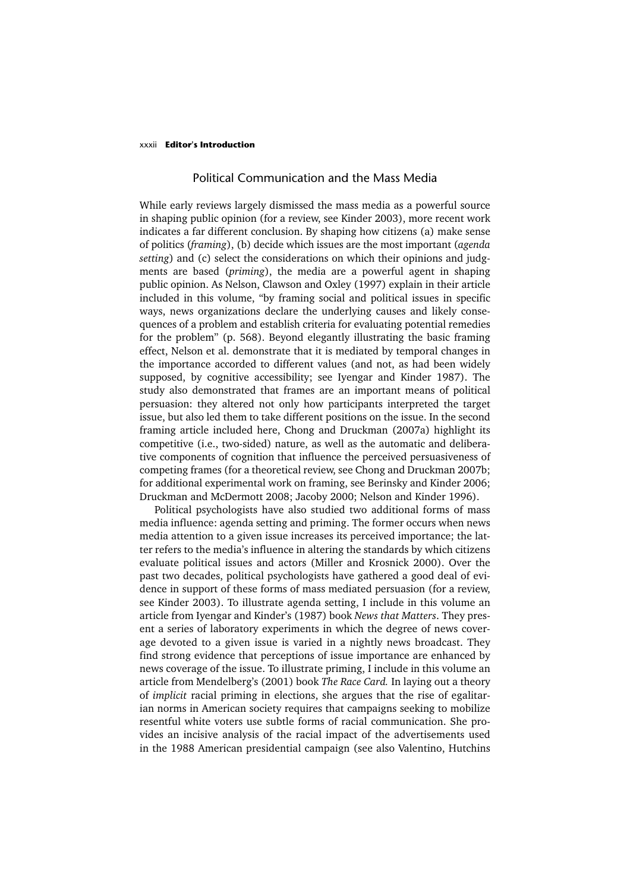## Political Communication and the Mass Media

While early reviews largely dismissed the mass media as a powerful source in shaping public opinion (for a review, see Kinder 2003), more recent work indicates a far different conclusion. By shaping how citizens (a) make sense of politics (*framing*), (b) decide which issues are the most important (*agenda setting*) and (c) select the considerations on which their opinions and judgments are based (*priming*), the media are a powerful agent in shaping public opinion. As Nelson, Clawson and Oxley (1997) explain in their article included in this volume, "by framing social and political issues in specific ways, news organizations declare the underlying causes and likely consequences of a problem and establish criteria for evaluating potential remedies for the problem" (p. 568). Beyond elegantly illustrating the basic framing effect, Nelson et al. demonstrate that it is mediated by temporal changes in the importance accorded to different values (and not, as had been widely supposed, by cognitive accessibility; see Iyengar and Kinder 1987). The study also demonstrated that frames are an important means of political persuasion: they altered not only how participants interpreted the target issue, but also led them to take different positions on the issue. In the second framing article included here, Chong and Druckman (2007a) highlight its competitive (i.e., two-sided) nature, as well as the automatic and deliberative components of cognition that influence the perceived persuasiveness of competing frames (for a theoretical review, see Chong and Druckman 2007b; for additional experimental work on framing, see Berinsky and Kinder 2006; Druckman and McDermott 2008; Jacoby 2000; Nelson and Kinder 1996).

Political psychologists have also studied two additional forms of mass media influence: agenda setting and priming. The former occurs when news media attention to a given issue increases its perceived importance; the latter refers to the media's influence in altering the standards by which citizens evaluate political issues and actors (Miller and Krosnick 2000). Over the past two decades, political psychologists have gathered a good deal of evidence in support of these forms of mass mediated persuasion (for a review, see Kinder 2003). To illustrate agenda setting, I include in this volume an article from Iyengar and Kinder's (1987) book *News that Matters*. They present a series of laboratory experiments in which the degree of news coverage devoted to a given issue is varied in a nightly news broadcast. They find strong evidence that perceptions of issue importance are enhanced by news coverage of the issue. To illustrate priming, I include in this volume an article from Mendelberg's (2001) book *The Race Card.* In laying out a theory of *implicit* racial priming in elections, she argues that the rise of egalitarian norms in American society requires that campaigns seeking to mobilize resentful white voters use subtle forms of racial communication. She provides an incisive analysis of the racial impact of the advertisements used in the 1988 American presidential campaign (see also Valentino, Hutchins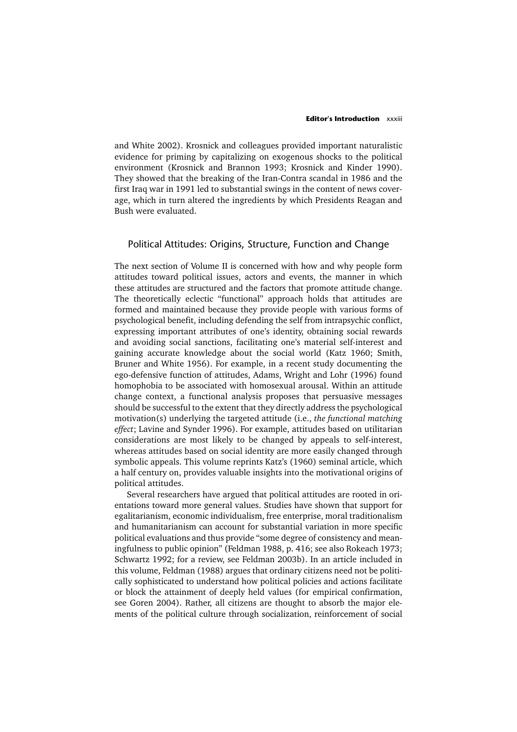and White 2002). Krosnick and colleagues provided important naturalistic evidence for priming by capitalizing on exogenous shocks to the political environment (Krosnick and Brannon 1993; Krosnick and Kinder 1990). They showed that the breaking of the Iran-Contra scandal in 1986 and the first Iraq war in 1991 led to substantial swings in the content of news coverage, which in turn altered the ingredients by which Presidents Reagan and Bush were evaluated.

## Political Attitudes: Origins, Structure, Function and Change

The next section of Volume II is concerned with how and why people form attitudes toward political issues, actors and events, the manner in which these attitudes are structured and the factors that promote attitude change. The theoretically eclectic "functional" approach holds that attitudes are formed and maintained because they provide people with various forms of psychological benefit, including defending the self from intrapsychic conflict, expressing important attributes of one's identity, obtaining social rewards and avoiding social sanctions, facilitating one's material self-interest and gaining accurate knowledge about the social world (Katz 1960; Smith, Bruner and White 1956). For example, in a recent study documenting the ego-defensive function of attitudes, Adams, Wright and Lohr (1996) found homophobia to be associated with homosexual arousal. Within an attitude change context, a functional analysis proposes that persuasive messages should be successful to the extent that they directly address the psychological motivation(s) underlying the targeted attitude (i.e., *the functional matching effect*; Lavine and Synder 1996). For example, attitudes based on utilitarian considerations are most likely to be changed by appeals to self-interest, whereas attitudes based on social identity are more easily changed through symbolic appeals. This volume reprints Katz's (1960) seminal article, which a half century on, provides valuable insights into the motivational origins of political attitudes.

Several researchers have argued that political attitudes are rooted in orientations toward more general values. Studies have shown that support for egalitarianism, economic individualism, free enterprise, moral traditionalism and humanitarianism can account for substantial variation in more specific political evaluations and thus provide "some degree of consistency and meaningfulness to public opinion" (Feldman 1988, p. 416; see also Rokeach 1973; Schwartz 1992; for a review, see Feldman 2003b). In an article included in this volume, Feldman (1988) argues that ordinary citizens need not be politically sophisticated to understand how political policies and actions facilitate or block the attainment of deeply held values (for empirical confirmation, see Goren 2004). Rather, all citizens are thought to absorb the major elements of the political culture through socialization, reinforcement of social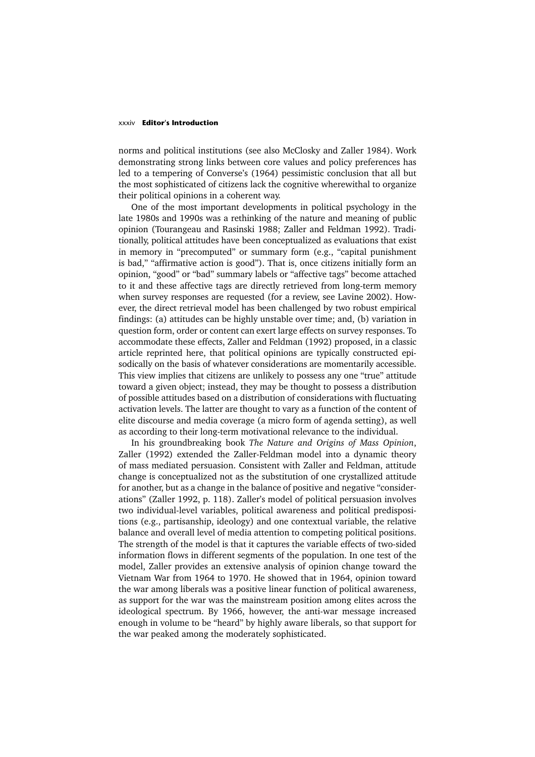norms and political institutions (see also McClosky and Zaller 1984). Work demonstrating strong links between core values and policy preferences has led to a tempering of Converse's (1964) pessimistic conclusion that all but the most sophisticated of citizens lack the cognitive wherewithal to organize their political opinions in a coherent way.

One of the most important developments in political psychology in the late 1980s and 1990s was a rethinking of the nature and meaning of public opinion (Tourangeau and Rasinski 1988; Zaller and Feldman 1992). Traditionally, political attitudes have been conceptualized as evaluations that exist in memory in "precomputed" or summary form (e.g., "capital punishment is bad," "affirmative action is good"). That is, once citizens initially form an opinion, "good" or "bad" summary labels or "affective tags" become attached to it and these affective tags are directly retrieved from long-term memory when survey responses are requested (for a review, see Lavine 2002). However, the direct retrieval model has been challenged by two robust empirical findings: (a) attitudes can be highly unstable over time; and, (b) variation in question form, order or content can exert large effects on survey responses. To accommodate these effects, Zaller and Feldman (1992) proposed, in a classic article reprinted here, that political opinions are typically constructed episodically on the basis of whatever considerations are momentarily accessible. This view implies that citizens are unlikely to possess any one "true" attitude toward a given object; instead, they may be thought to possess a distribution of possible attitudes based on a distribution of considerations with fluctuating activation levels. The latter are thought to vary as a function of the content of elite discourse and media coverage (a micro form of agenda setting), as well as according to their long-term motivational relevance to the individual.

In his groundbreaking book *The Nature and Origins of Mass Opinion*, Zaller (1992) extended the Zaller-Feldman model into a dynamic theory of mass mediated persuasion. Consistent with Zaller and Feldman, attitude change is conceptualized not as the substitution of one crystallized attitude for another, but as a change in the balance of positive and negative "considerations" (Zaller 1992, p. 118). Zaller's model of political persuasion involves two individual-level variables, political awareness and political predispositions (e.g., partisanship, ideology) and one contextual variable, the relative balance and overall level of media attention to competing political positions. The strength of the model is that it captures the variable effects of two-sided information flows in different segments of the population. In one test of the model, Zaller provides an extensive analysis of opinion change toward the Vietnam War from 1964 to 1970. He showed that in 1964, opinion toward the war among liberals was a positive linear function of political awareness, as support for the war was the mainstream position among elites across the ideological spectrum. By 1966, however, the anti-war message increased enough in volume to be "heard" by highly aware liberals, so that support for the war peaked among the moderately sophisticated.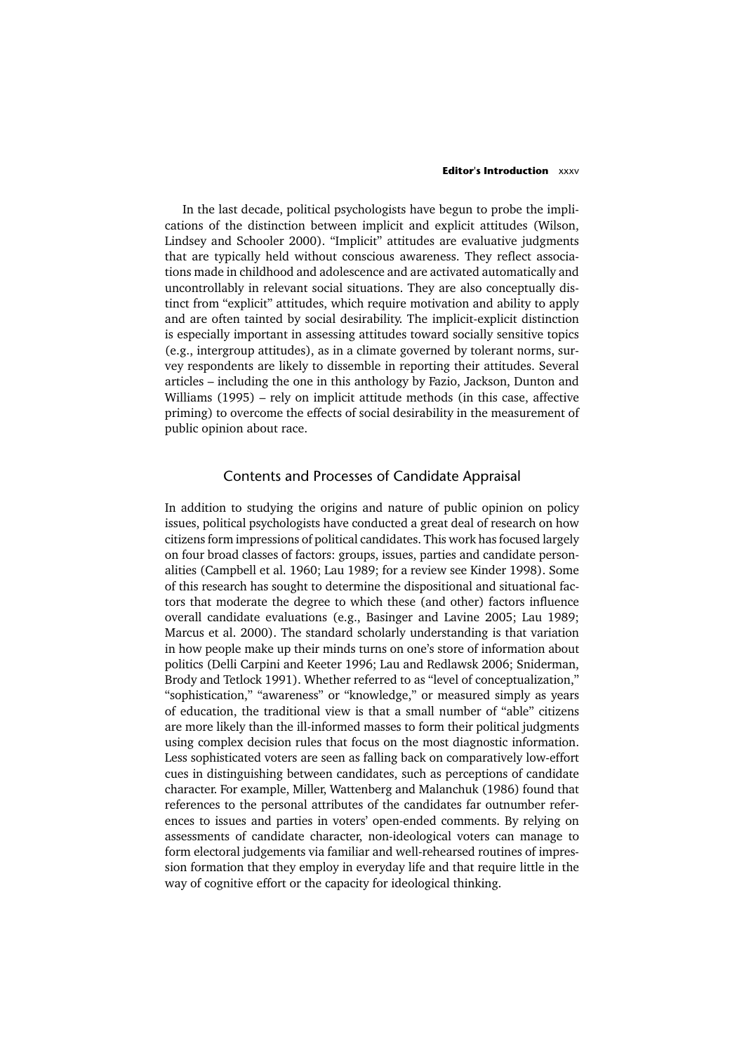In the last decade, political psychologists have begun to probe the implications of the distinction between implicit and explicit attitudes (Wilson, Lindsey and Schooler 2000). "Implicit" attitudes are evaluative judgments that are typically held without conscious awareness. They reflect associations made in childhood and adolescence and are activated automatically and uncontrollably in relevant social situations. They are also conceptually distinct from "explicit" attitudes, which require motivation and ability to apply and are often tainted by social desirability. The implicit-explicit distinction is especially important in assessing attitudes toward socially sensitive topics (e.g., intergroup attitudes), as in a climate governed by tolerant norms, survey respondents are likely to dissemble in reporting their attitudes. Several articles – including the one in this anthology by Fazio, Jackson, Dunton and Williams (1995) – rely on implicit attitude methods (in this case, affective priming) to overcome the effects of social desirability in the measurement of public opinion about race.

## Contents and Processes of Candidate Appraisal

In addition to studying the origins and nature of public opinion on policy issues, political psychologists have conducted a great deal of research on how citizens form impressions of political candidates. This work has focused largely on four broad classes of factors: groups, issues, parties and candidate personalities (Campbell et al. 1960; Lau 1989; for a review see Kinder 1998). Some of this research has sought to determine the dispositional and situational factors that moderate the degree to which these (and other) factors influence overall candidate evaluations (e.g., Basinger and Lavine 2005; Lau 1989; Marcus et al. 2000). The standard scholarly understanding is that variation in how people make up their minds turns on one's store of information about politics (Delli Carpini and Keeter 1996; Lau and Redlawsk 2006; Sniderman, Brody and Tetlock 1991). Whether referred to as "level of conceptualization," "sophistication," "awareness" or "knowledge," or measured simply as years of education, the traditional view is that a small number of "able" citizens are more likely than the ill-informed masses to form their political judgments using complex decision rules that focus on the most diagnostic information. Less sophisticated voters are seen as falling back on comparatively low-effort cues in distinguishing between candidates, such as perceptions of candidate character. For example, Miller, Wattenberg and Malanchuk (1986) found that references to the personal attributes of the candidates far outnumber references to issues and parties in voters' open-ended comments. By relying on assessments of candidate character, non-ideological voters can manage to form electoral judgements via familiar and well-rehearsed routines of impression formation that they employ in everyday life and that require little in the way of cognitive effort or the capacity for ideological thinking.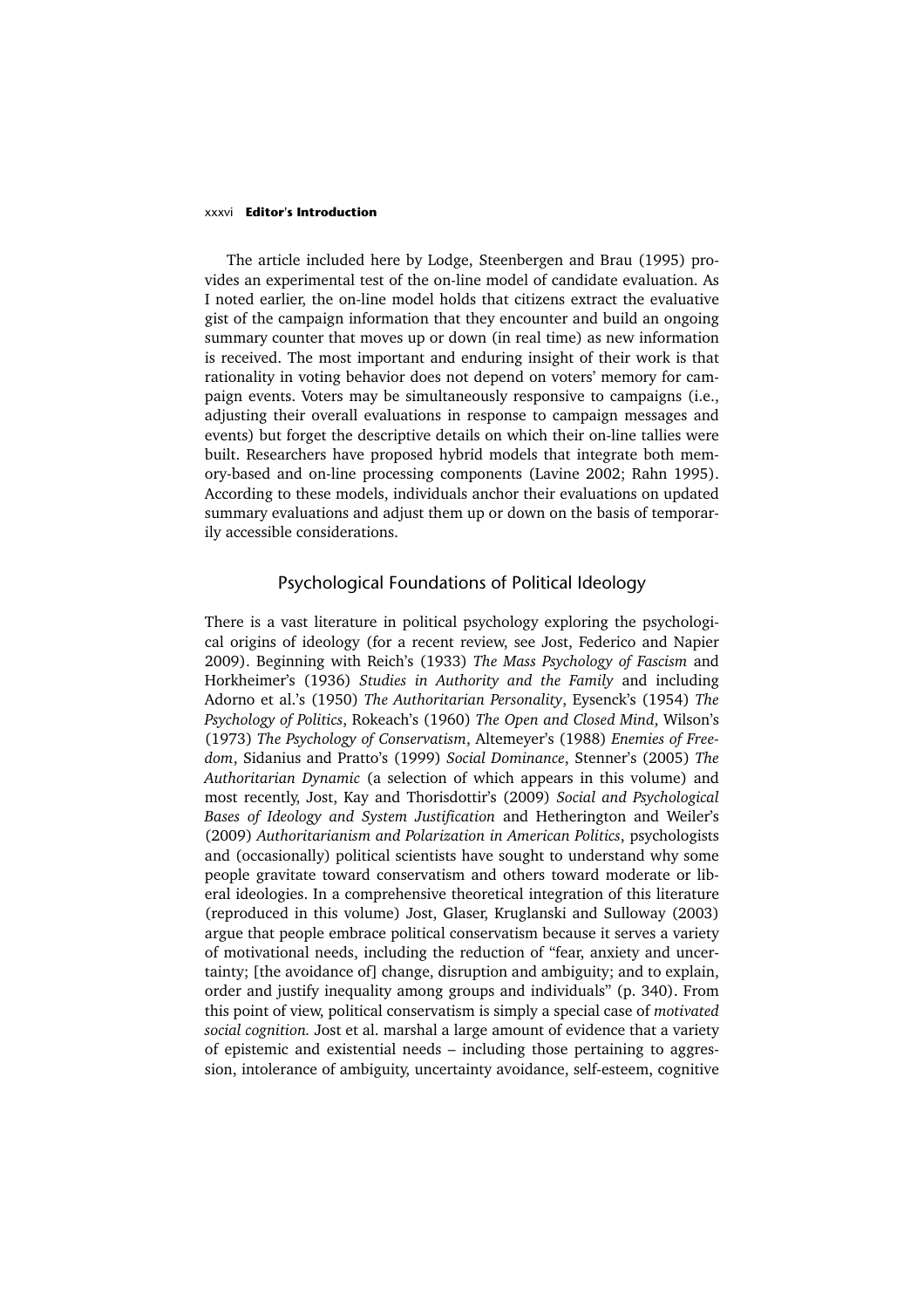The article included here by Lodge, Steenbergen and Brau (1995) provides an experimental test of the on-line model of candidate evaluation. As I noted earlier, the on-line model holds that citizens extract the evaluative gist of the campaign information that they encounter and build an ongoing summary counter that moves up or down (in real time) as new information is received. The most important and enduring insight of their work is that rationality in voting behavior does not depend on voters' memory for campaign events. Voters may be simultaneously responsive to campaigns (i.e., adjusting their overall evaluations in response to campaign messages and events) but forget the descriptive details on which their on-line tallies were built. Researchers have proposed hybrid models that integrate both memory-based and on-line processing components (Lavine 2002; Rahn 1995). According to these models, individuals anchor their evaluations on updated summary evaluations and adjust them up or down on the basis of temporarily accessible considerations.

## Psychological Foundations of Political Ideology

There is a vast literature in political psychology exploring the psychological origins of ideology (for a recent review, see Jost, Federico and Napier 2009). Beginning with Reich's (1933) *The Mass Psychology of Fascism* and Horkheimer's (1936) *Studies in Authority and the Family* and including Adorno et al.'s (1950) *The Authoritarian Personality*, Eysenck's (1954) *The Psychology of Politics*, Rokeach's (1960) *The Open and Closed Mind*, Wilson's (1973) *The Psychology of Conservatism*, Altemeyer's (1988) *Enemies of Freedom*, Sidanius and Pratto's (1999) *Social Dominance*, Stenner's (2005) *The Authoritarian Dynamic* (a selection of which appears in this volume) and most recently, Jost, Kay and Thorisdottir's (2009) *Social and Psychological Bases of Ideology and System Justification* and Hetherington and Weiler's (2009) *Authoritarianism and Polarization in American Politics*, psychologists and (occasionally) political scientists have sought to understand why some people gravitate toward conservatism and others toward moderate or liberal ideologies. In a comprehensive theoretical integration of this literature (reproduced in this volume) Jost, Glaser, Kruglanski and Sulloway (2003) argue that people embrace political conservatism because it serves a variety of motivational needs, including the reduction of "fear, anxiety and uncertainty; [the avoidance of] change, disruption and ambiguity; and to explain, order and justify inequality among groups and individuals" (p. 340). From this point of view, political conservatism is simply a special case of *motivated social cognition.* Jost et al. marshal a large amount of evidence that a variety of epistemic and existential needs – including those pertaining to aggression, intolerance of ambiguity, uncertainty avoidance, self-esteem, cognitive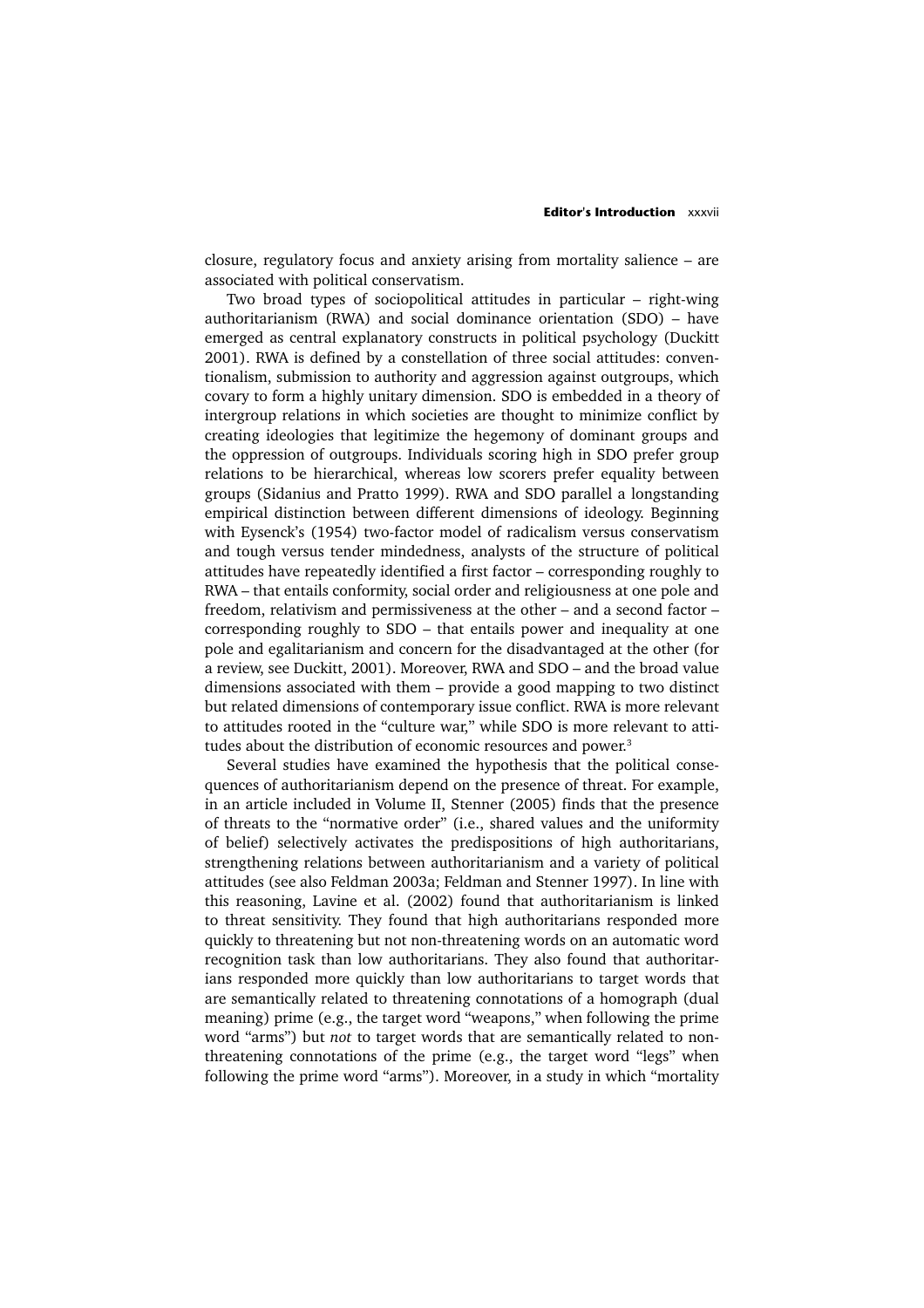closure, regulatory focus and anxiety arising from mortality salience – are associated with political conservatism.

Two broad types of sociopolitical attitudes in particular – right-wing authoritarianism (RWA) and social dominance orientation (SDO) – have emerged as central explanatory constructs in political psychology (Duckitt 2001). RWA is defined by a constellation of three social attitudes: conventionalism, submission to authority and aggression against outgroups, which covary to form a highly unitary dimension. SDO is embedded in a theory of intergroup relations in which societies are thought to minimize conflict by creating ideologies that legitimize the hegemony of dominant groups and the oppression of outgroups. Individuals scoring high in SDO prefer group relations to be hierarchical, whereas low scorers prefer equality between groups (Sidanius and Pratto 1999). RWA and SDO parallel a longstanding empirical distinction between different dimensions of ideology. Beginning with Eysenck's (1954) two-factor model of radicalism versus conservatism and tough versus tender mindedness, analysts of the structure of political attitudes have repeatedly identified a first factor – corresponding roughly to RWA – that entails conformity, social order and religiousness at one pole and freedom, relativism and permissiveness at the other – and a second factor – corresponding roughly to SDO – that entails power and inequality at one pole and egalitarianism and concern for the disadvantaged at the other (for a review, see Duckitt, 2001). Moreover, RWA and SDO – and the broad value dimensions associated with them – provide a good mapping to two distinct but related dimensions of contemporary issue conflict. RWA is more relevant to attitudes rooted in the "culture war," while SDO is more relevant to attitudes about the distribution of economic resources and power.[3]

Several studies have examined the hypothesis that the political consequences of authoritarianism depend on the presence of threat. For example, in an article included in Volume II, Stenner (2005) finds that the presence of threats to the "normative order" (i.e., shared values and the uniformity of belief) selectively activates the predispositions of high authoritarians, strengthening relations between authoritarianism and a variety of political attitudes (see also Feldman 2003a; Feldman and Stenner 1997). In line with this reasoning, Lavine et al. (2002) found that authoritarianism is linked to threat sensitivity. They found that high authoritarians responded more quickly to threatening but not non-threatening words on an automatic word recognition task than low authoritarians. They also found that authoritarians responded more quickly than low authoritarians to target words that are semantically related to threatening connotations of a homograph (dual meaning) prime (e.g., the target word "weapons," when following the prime word "arms") but *not* to target words that are semantically related to non-threatening connotations of the prime (e.g., the target word "legs" when following the prime word "arms"). Moreover, in a study in which "mortality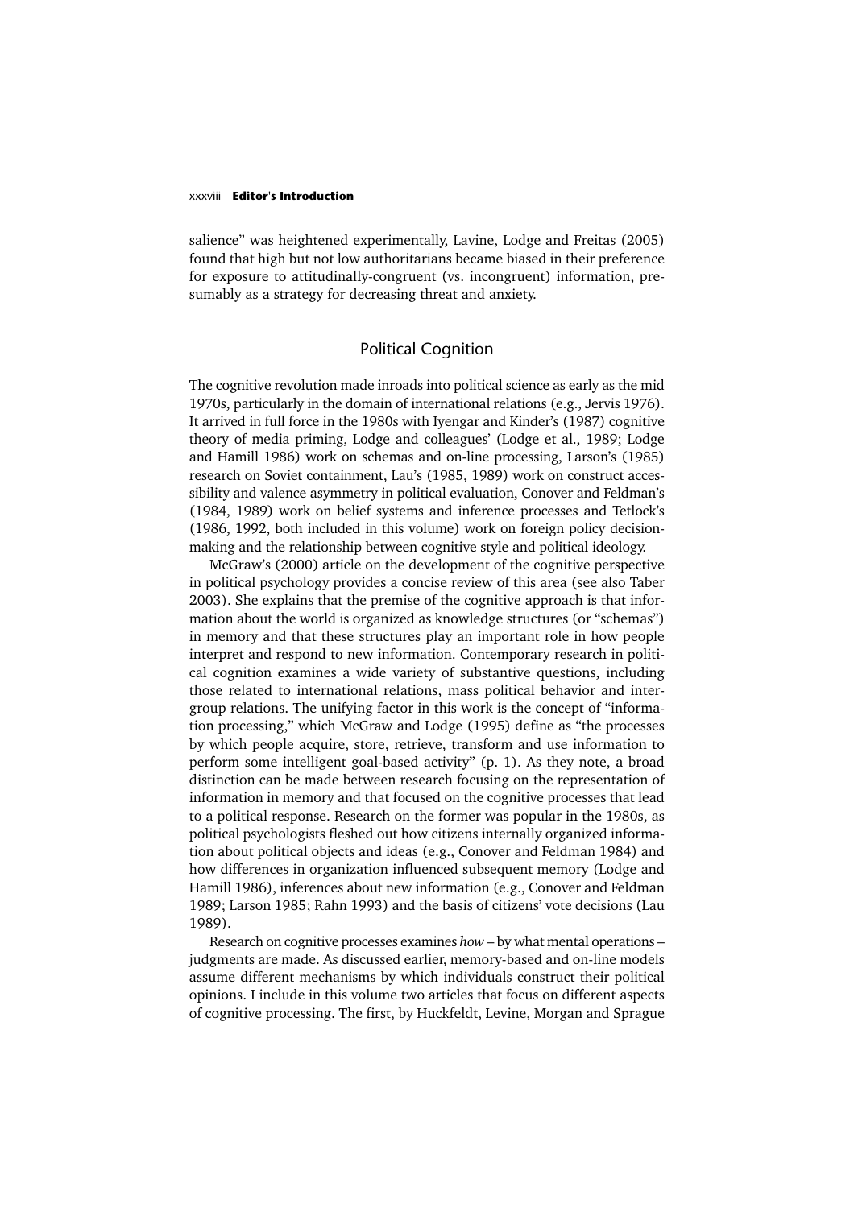salience" was heightened experimentally, Lavine, Lodge and Freitas (2005) found that high but not low authoritarians became biased in their preference for exposure to attitudinally-congruent (vs. incongruent) information, presumably as a strategy for decreasing threat and anxiety.

## Political Cognition

The cognitive revolution made inroads into political science as early as the mid 1970s, particularly in the domain of international relations (e.g., Jervis 1976). It arrived in full force in the 1980s with Iyengar and Kinder's (1987) cognitive theory of media priming, Lodge and colleagues' (Lodge et al., 1989; Lodge and Hamill 1986) work on schemas and on-line processing, Larson's (1985) research on Soviet containment, Lau's (1985, 1989) work on construct accessibility and valence asymmetry in political evaluation, Conover and Feldman's (1984, 1989) work on belief systems and inference processes and Tetlock's (1986, 1992, both included in this volume) work on foreign policy decision-making and the relationship between cognitive style and political ideology.

McGraw's (2000) article on the development of the cognitive perspective in political psychology provides a concise review of this area (see also Taber 2003). She explains that the premise of the cognitive approach is that information about the world is organized as knowledge structures (or "schemas") in memory and that these structures play an important role in how people interpret and respond to new information. Contemporary research in political cognition examines a wide variety of substantive questions, including those related to international relations, mass political behavior and intergroup relations. The unifying factor in this work is the concept of "information processing," which McGraw and Lodge (1995) define as "the processes by which people acquire, store, retrieve, transform and use information to perform some intelligent goal-based activity" (p. 1). As they note, a broad distinction can be made between research focusing on the representation of information in memory and that focused on the cognitive processes that lead to a political response. Research on the former was popular in the 1980s, as political psychologists fleshed out how citizens internally organized information about political objects and ideas (e.g., Conover and Feldman 1984) and how differences in organization influenced subsequent memory (Lodge and Hamill 1986), inferences about new information (e.g., Conover and Feldman 1989; Larson 1985; Rahn 1993) and the basis of citizens' vote decisions (Lau 1989).

Research on cognitive processes examines *how* – by what mental operations – judgments are made. As discussed earlier, memory-based and on-line models assume different mechanisms by which individuals construct their political opinions. I include in this volume two articles that focus on different aspects of cognitive processing. The first, by Huckfeldt, Levine, Morgan and Sprague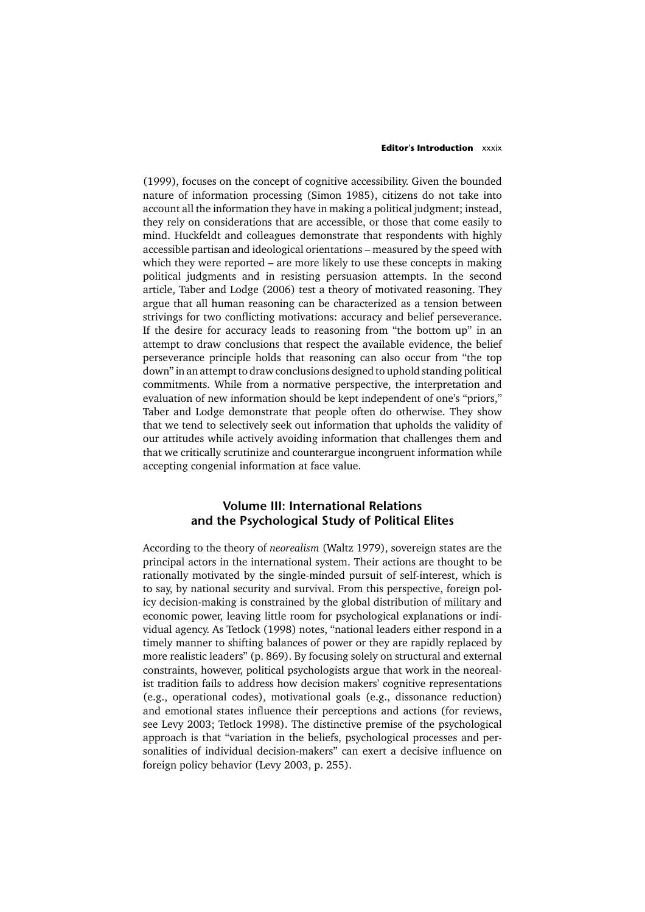(1999), focuses on the concept of cognitive accessibility. Given the bounded nature of information processing (Simon 1985), citizens do not take into account all the information they have in making a political judgment; instead, they rely on considerations that are accessible, or those that come easily to mind. Huckfeldt and colleagues demonstrate that respondents with highly accessible partisan and ideological orientations – measured by the speed with which they were reported – are more likely to use these concepts in making political judgments and in resisting persuasion attempts. In the second article, Taber and Lodge (2006) test a theory of motivated reasoning. They argue that all human reasoning can be characterized as a tension between strivings for two conflicting motivations: accuracy and belief perseverance. If the desire for accuracy leads to reasoning from "the bottom up" in an attempt to draw conclusions that respect the available evidence, the belief perseverance principle holds that reasoning can also occur from "the top down" in an attempt to draw conclusions designed to uphold standing political commitments. While from a normative perspective, the interpretation and evaluation of new information should be kept independent of one's "priors," Taber and Lodge demonstrate that people often do otherwise. They show that we tend to selectively seek out information that upholds the validity of our attitudes while actively avoiding information that challenges them and that we critically scrutinize and counterargue incongruent information while accepting congenial information at face value.

## Volume III: International Relations and the Psychological Study of Political Elites

According to the theory of *neorealism* (Waltz 1979), sovereign states are the principal actors in the international system. Their actions are thought to be rationally motivated by the single-minded pursuit of self-interest, which is to say, by national security and survival. From this perspective, foreign policy decision-making is constrained by the global distribution of military and economic power, leaving little room for psychological explanations or individual agency. As Tetlock (1998) notes, "national leaders either respond in a timely manner to shifting balances of power or they are rapidly replaced by more realistic leaders" (p. 869). By focusing solely on structural and external constraints, however, political psychologists argue that work in the neorealist tradition fails to address how decision makers' cognitive representations (e.g., operational codes), motivational goals (e.g., dissonance reduction) and emotional states influence their perceptions and actions (for reviews, see Levy 2003; Tetlock 1998). The distinctive premise of the psychological approach is that "variation in the beliefs, psychological processes and personalities of individual decision-makers" can exert a decisive influence on foreign policy behavior (Levy 2003, p. 255).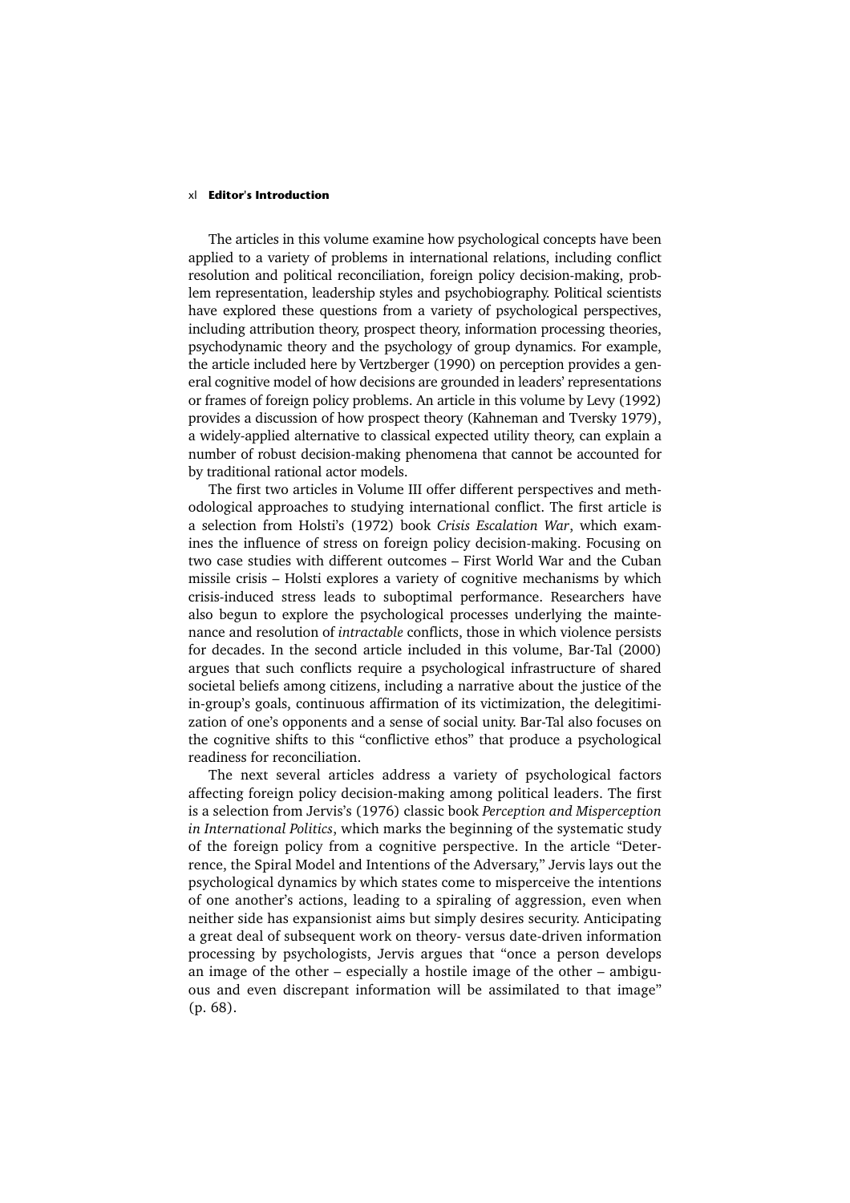The articles in this volume examine how psychological concepts have been applied to a variety of problems in international relations, including conflict resolution and political reconciliation, foreign policy decision-making, problem representation, leadership styles and psychobiography. Political scientists have explored these questions from a variety of psychological perspectives, including attribution theory, prospect theory, information processing theories, psychodynamic theory and the psychology of group dynamics. For example, the article included here by Vertzberger (1990) on perception provides a general cognitive model of how decisions are grounded in leaders' representations or frames of foreign policy problems. An article in this volume by Levy (1992) provides a discussion of how prospect theory (Kahneman and Tversky 1979), a widely-applied alternative to classical expected utility theory, can explain a number of robust decision-making phenomena that cannot be accounted for by traditional rational actor models.

The first two articles in Volume III offer different perspectives and methodological approaches to studying international conflict. The first article is a selection from Holsti's (1972) book *Crisis Escalation War*, which examines the influence of stress on foreign policy decision-making. Focusing on two case studies with different outcomes – First World War and the Cuban missile crisis – Holsti explores a variety of cognitive mechanisms by which crisis-induced stress leads to suboptimal performance. Researchers have also begun to explore the psychological processes underlying the maintenance and resolution of *intractable* conflicts, those in which violence persists for decades. In the second article included in this volume, Bar-Tal (2000) argues that such conflicts require a psychological infrastructure of shared societal beliefs among citizens, including a narrative about the justice of the in-group's goals, continuous affirmation of its victimization, the delegitimization of one's opponents and a sense of social unity. Bar-Tal also focuses on the cognitive shifts to this "conflictive ethos" that produce a psychological readiness for reconciliation.

The next several articles address a variety of psychological factors affecting foreign policy decision-making among political leaders. The first is a selection from Jervis's (1976) classic book *Perception and Misperception in International Politics*, which marks the beginning of the systematic study of the foreign policy from a cognitive perspective. In the article "Deterrence, the Spiral Model and Intentions of the Adversary," Jervis lays out the psychological dynamics by which states come to misperceive the intentions of one another's actions, leading to a spiraling of aggression, even when neither side has expansionist aims but simply desires security. Anticipating a great deal of subsequent work on theory- versus date-driven information processing by psychologists, Jervis argues that "once a person develops an image of the other – especially a hostile image of the other – ambiguous and even discrepant information will be assimilated to that image" (p. 68).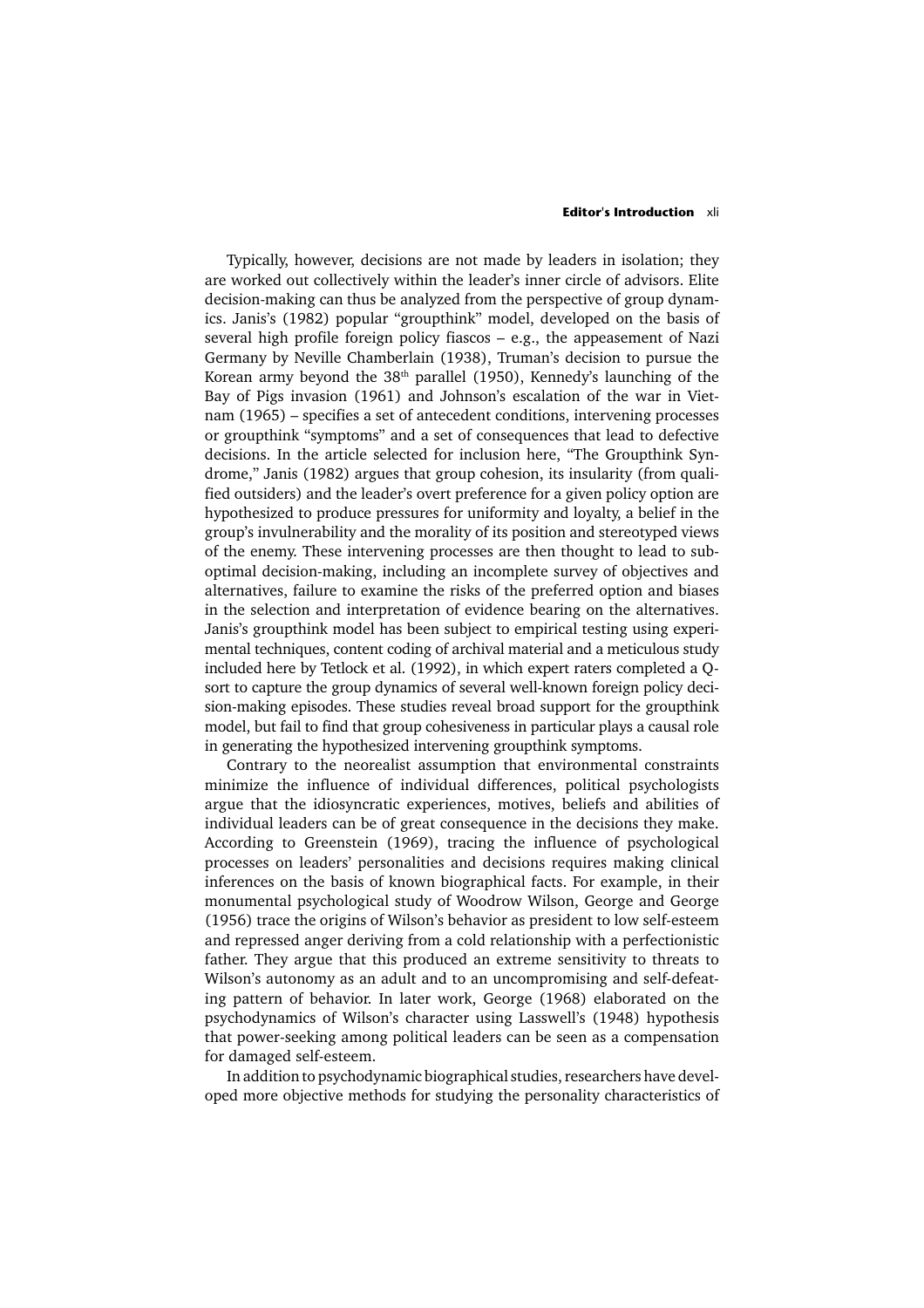Typically, however, decisions are not made by leaders in isolation; they are worked out collectively within the leader's inner circle of advisors. Elite decision-making can thus be analyzed from the perspective of group dynamics. Janis's (1982) popular "groupthink" model, developed on the basis of several high profile foreign policy fiascos – e.g., the appeasement of Nazi Germany by Neville Chamberlain (1938), Truman's decision to pursue the Korean army beyond the 38th parallel (1950), Kennedy's launching of the Bay of Pigs invasion (1961) and Johnson's escalation of the war in Vietnam (1965) – specifies a set of antecedent conditions, intervening processes or groupthink "symptoms" and a set of consequences that lead to defective decisions. In the article selected for inclusion here, "The Groupthink Syndrome," Janis (1982) argues that group cohesion, its insularity (from qualified outsiders) and the leader's overt preference for a given policy option are hypothesized to produce pressures for uniformity and loyalty, a belief in the group's invulnerability and the morality of its position and stereotyped views of the enemy. These intervening processes are then thought to lead to sub-optimal decision-making, including an incomplete survey of objectives and alternatives, failure to examine the risks of the preferred option and biases in the selection and interpretation of evidence bearing on the alternatives. Janis's groupthink model has been subject to empirical testing using experimental techniques, content coding of archival material and a meticulous study included here by Tetlock et al. (1992), in which expert raters completed a Q-sort to capture the group dynamics of several well-known foreign policy decision-making episodes. These studies reveal broad support for the groupthink model, but fail to find that group cohesiveness in particular plays a causal role in generating the hypothesized intervening groupthink symptoms.

Contrary to the neorealist assumption that environmental constraints minimize the influence of individual differences, political psychologists argue that the idiosyncratic experiences, motives, beliefs and abilities of individual leaders can be of great consequence in the decisions they make. According to Greenstein (1969), tracing the influence of psychological processes on leaders' personalities and decisions requires making clinical inferences on the basis of known biographical facts. For example, in their monumental psychological study of Woodrow Wilson, George and George (1956) trace the origins of Wilson's behavior as president to low self-esteem and repressed anger deriving from a cold relationship with a perfectionistic father. They argue that this produced an extreme sensitivity to threats to Wilson's autonomy as an adult and to an uncompromising and self-defeating pattern of behavior. In later work, George (1968) elaborated on the psychodynamics of Wilson's character using Lasswell's (1948) hypothesis that power-seeking among political leaders can be seen as a compensation for damaged self-esteem.

In addition to psychodynamic biographical studies, researchers have developed more objective methods for studying the personality characteristics of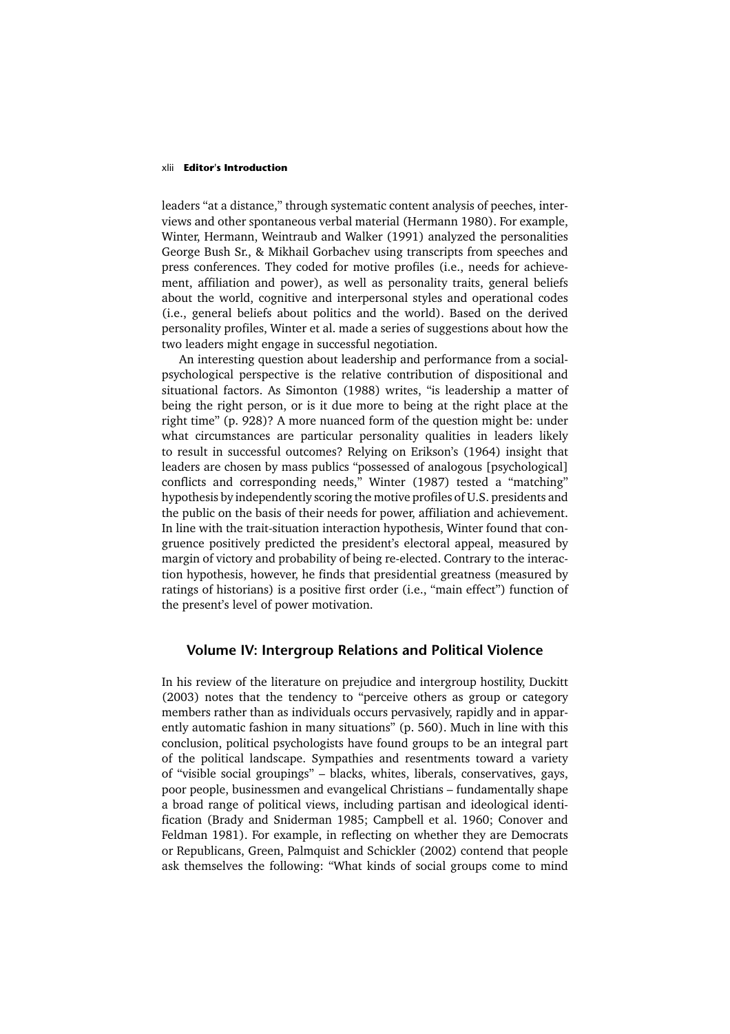leaders "at a distance," through systematic content analysis of peeches, interviews and other spontaneous verbal material (Hermann 1980). For example, Winter, Hermann, Weintraub and Walker (1991) analyzed the personalities George Bush Sr., & Mikhail Gorbachev using transcripts from speeches and press conferences. They coded for motive profiles (i.e., needs for achievement, affiliation and power), as well as personality traits, general beliefs about the world, cognitive and interpersonal styles and operational codes (i.e., general beliefs about politics and the world). Based on the derived personality profiles, Winter et al. made a series of suggestions about how the two leaders might engage in successful negotiation.

An interesting question about leadership and performance from a social-psychological perspective is the relative contribution of dispositional and situational factors. As Simonton (1988) writes, "is leadership a matter of being the right person, or is it due more to being at the right place at the right time" (p. 928)? A more nuanced form of the question might be: under what circumstances are particular personality qualities in leaders likely to result in successful outcomes? Relying on Erikson's (1964) insight that leaders are chosen by mass publics "possessed of analogous [psychological] conflicts and corresponding needs," Winter (1987) tested a "matching" hypothesis by independently scoring the motive profiles of U.S. presidents and the public on the basis of their needs for power, affiliation and achievement. In line with the trait-situation interaction hypothesis, Winter found that congruence positively predicted the president's electoral appeal, measured by margin of victory and probability of being re-elected. Contrary to the interaction hypothesis, however, he finds that presidential greatness (measured by ratings of historians) is a positive first order (i.e., "main effect") function of the present's level of power motivation.

## Volume IV: Intergroup Relations and Political Violence

In his review of the literature on prejudice and intergroup hostility, Duckitt (2003) notes that the tendency to "perceive others as group or category members rather than as individuals occurs pervasively, rapidly and in apparently automatic fashion in many situations" (p. 560). Much in line with this conclusion, political psychologists have found groups to be an integral part of the political landscape. Sympathies and resentments toward a variety of "visible social groupings" – blacks, whites, liberals, conservatives, gays, poor people, businessmen and evangelical Christians – fundamentally shape a broad range of political views, including partisan and ideological identification (Brady and Sniderman 1985; Campbell et al. 1960; Conover and Feldman 1981). For example, in reflecting on whether they are Democrats or Republicans, Green, Palmquist and Schickler (2002) contend that people ask themselves the following: "What kinds of social groups come to mind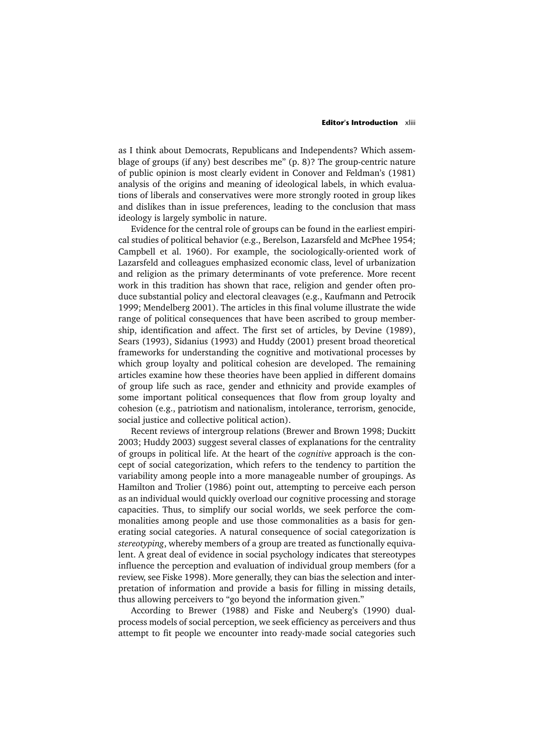as I think about Democrats, Republicans and Independents? Which assemblage of groups (if any) best describes me" (p. 8)? The group-centric nature of public opinion is most clearly evident in Conover and Feldman's (1981) analysis of the origins and meaning of ideological labels, in which evaluations of liberals and conservatives were more strongly rooted in group likes and dislikes than in issue preferences, leading to the conclusion that mass ideology is largely symbolic in nature.

Evidence for the central role of groups can be found in the earliest empirical studies of political behavior (e.g., Berelson, Lazarsfeld and McPhee 1954; Campbell et al. 1960). For example, the sociologically-oriented work of Lazarsfeld and colleagues emphasized economic class, level of urbanization and religion as the primary determinants of vote preference. More recent work in this tradition has shown that race, religion and gender often produce substantial policy and electoral cleavages (e.g., Kaufmann and Petrocik 1999; Mendelberg 2001). The articles in this final volume illustrate the wide range of political consequences that have been ascribed to group membership, identification and affect. The first set of articles, by Devine (1989), Sears (1993), Sidanius (1993) and Huddy (2001) present broad theoretical frameworks for understanding the cognitive and motivational processes by which group loyalty and political cohesion are developed. The remaining articles examine how these theories have been applied in different domains of group life such as race, gender and ethnicity and provide examples of some important political consequences that flow from group loyalty and cohesion (e.g., patriotism and nationalism, intolerance, terrorism, genocide, social justice and collective political action).

Recent reviews of intergroup relations (Brewer and Brown 1998; Duckitt 2003; Huddy 2003) suggest several classes of explanations for the centrality of groups in political life. At the heart of the *cognitive* approach is the concept of social categorization, which refers to the tendency to partition the variability among people into a more manageable number of groupings. As Hamilton and Trolier (1986) point out, attempting to perceive each person as an individual would quickly overload our cognitive processing and storage capacities. Thus, to simplify our social worlds, we seek perforce the commonalities among people and use those commonalities as a basis for generating social categories. A natural consequence of social categorization is *stereotyping*, whereby members of a group are treated as functionally equivalent. A great deal of evidence in social psychology indicates that stereotypes influence the perception and evaluation of individual group members (for a review, see Fiske 1998). More generally, they can bias the selection and interpretation of information and provide a basis for filling in missing details, thus allowing perceivers to "go beyond the information given."

According to Brewer (1988) and Fiske and Neuberg's (1990) dual-process models of social perception, we seek efficiency as perceivers and thus attempt to fit people we encounter into ready-made social categories such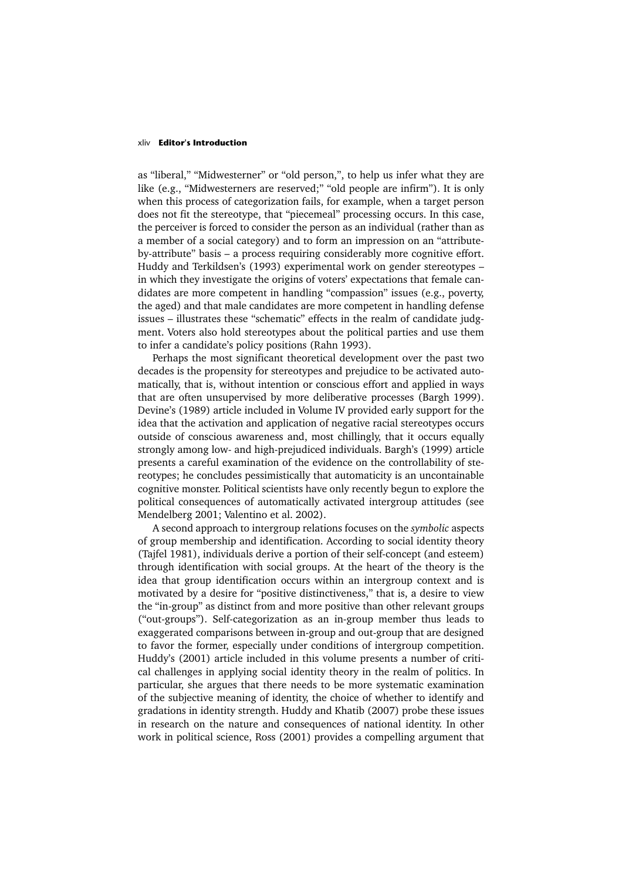as "liberal," "Midwesterner" or "old person,", to help us infer what they are like (e.g., "Midwesterners are reserved;" "old people are infirm"). It is only when this process of categorization fails, for example, when a target person does not fit the stereotype, that "piecemeal" processing occurs. In this case, the perceiver is forced to consider the person as an individual (rather than as a member of a social category) and to form an impression on an "attribute-by-attribute" basis – a process requiring considerably more cognitive effort. Huddy and Terkildsen's (1993) experimental work on gender stereotypes – in which they investigate the origins of voters' expectations that female candidates are more competent in handling "compassion" issues (e.g., poverty, the aged) and that male candidates are more competent in handling defense issues – illustrates these "schematic" effects in the realm of candidate judgment. Voters also hold stereotypes about the political parties and use them to infer a candidate's policy positions (Rahn 1993).

Perhaps the most significant theoretical development over the past two decades is the propensity for stereotypes and prejudice to be activated automatically, that is, without intention or conscious effort and applied in ways that are often unsupervised by more deliberative processes (Bargh 1999). Devine's (1989) article included in Volume IV provided early support for the idea that the activation and application of negative racial stereotypes occurs outside of conscious awareness and, most chillingly, that it occurs equally strongly among low- and high-prejudiced individuals. Bargh's (1999) article presents a careful examination of the evidence on the controllability of stereotypes; he concludes pessimistically that automaticity is an uncontainable cognitive monster. Political scientists have only recently begun to explore the political consequences of automatically activated intergroup attitudes (see Mendelberg 2001; Valentino et al. 2002).

A second approach to intergroup relations focuses on the *symbolic* aspects of group membership and identification. According to social identity theory (Tajfel 1981), individuals derive a portion of their self-concept (and esteem) through identification with social groups. At the heart of the theory is the idea that group identification occurs within an intergroup context and is motivated by a desire for "positive distinctiveness," that is, a desire to view the "in-group" as distinct from and more positive than other relevant groups ("out-groups"). Self-categorization as an in-group member thus leads to exaggerated comparisons between in-group and out-group that are designed to favor the former, especially under conditions of intergroup competition. Huddy's (2001) article included in this volume presents a number of critical challenges in applying social identity theory in the realm of politics. In particular, she argues that there needs to be more systematic examination of the subjective meaning of identity, the choice of whether to identify and gradations in identity strength. Huddy and Khatib (2007) probe these issues in research on the nature and consequences of national identity. In other work in political science, Ross (2001) provides a compelling argument that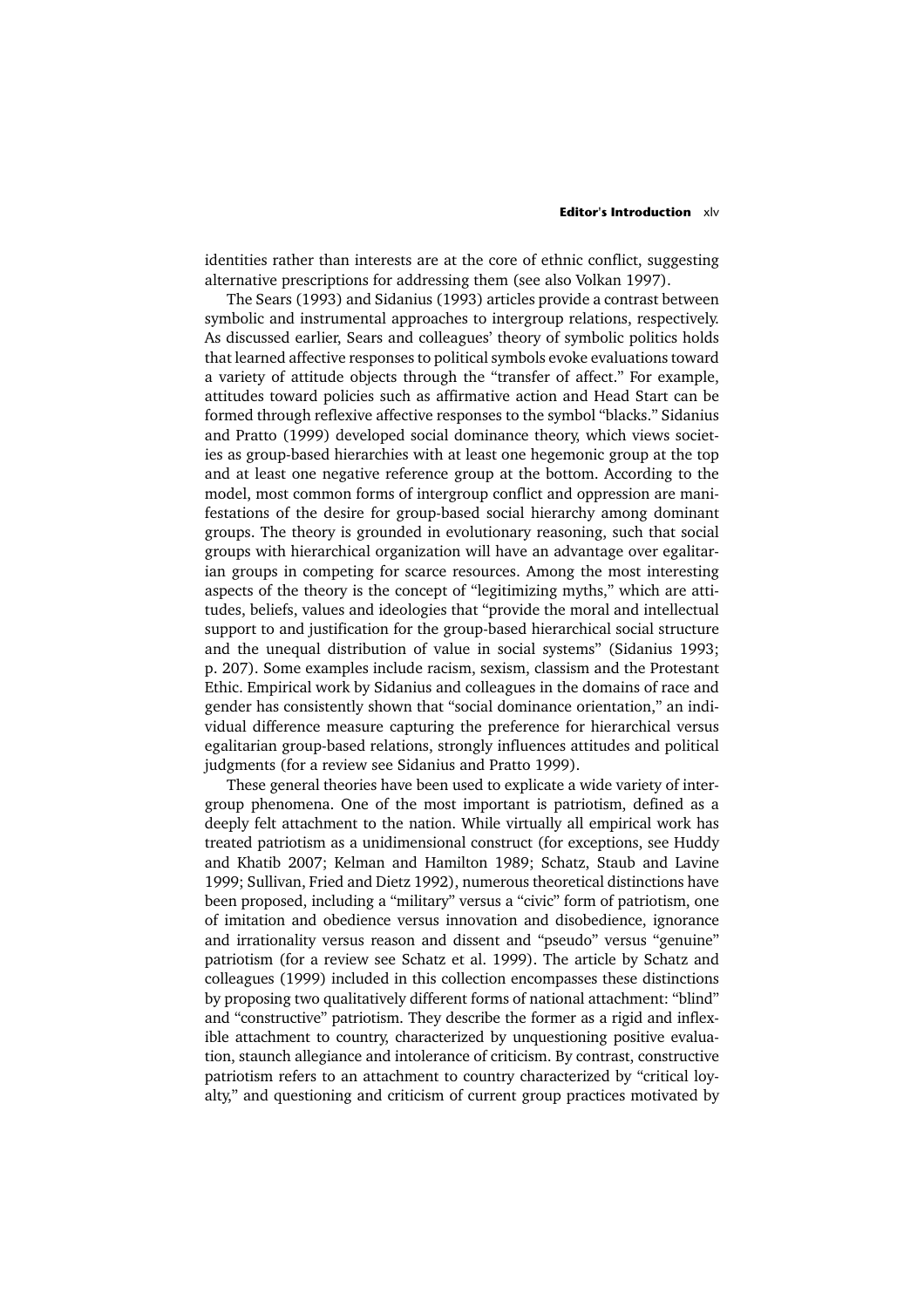identities rather than interests are at the core of ethnic conflict, suggesting alternative prescriptions for addressing them (see also Volkan 1997).

The Sears (1993) and Sidanius (1993) articles provide a contrast between symbolic and instrumental approaches to intergroup relations, respectively. As discussed earlier, Sears and colleagues' theory of symbolic politics holds that learned affective responses to political symbols evoke evaluations toward a variety of attitude objects through the "transfer of affect." For example, attitudes toward policies such as affirmative action and Head Start can be formed through reflexive affective responses to the symbol "blacks." Sidanius and Pratto (1999) developed social dominance theory, which views societies as group-based hierarchies with at least one hegemonic group at the top and at least one negative reference group at the bottom. According to the model, most common forms of intergroup conflict and oppression are manifestations of the desire for group-based social hierarchy among dominant groups. The theory is grounded in evolutionary reasoning, such that social groups with hierarchical organization will have an advantage over egalitarian groups in competing for scarce resources. Among the most interesting aspects of the theory is the concept of "legitimizing myths," which are attitudes, beliefs, values and ideologies that "provide the moral and intellectual support to and justification for the group-based hierarchical social structure and the unequal distribution of value in social systems" (Sidanius 1993; p. 207). Some examples include racism, sexism, classism and the Protestant Ethic. Empirical work by Sidanius and colleagues in the domains of race and gender has consistently shown that "social dominance orientation," an individual difference measure capturing the preference for hierarchical versus egalitarian group-based relations, strongly influences attitudes and political judgments (for a review see Sidanius and Pratto 1999).

These general theories have been used to explicate a wide variety of intergroup phenomena. One of the most important is patriotism, defined as a deeply felt attachment to the nation. While virtually all empirical work has treated patriotism as a unidimensional construct (for exceptions, see Huddy and Khatib 2007; Kelman and Hamilton 1989; Schatz, Staub and Lavine 1999; Sullivan, Fried and Dietz 1992), numerous theoretical distinctions have been proposed, including a "military" versus a "civic" form of patriotism, one of imitation and obedience versus innovation and disobedience, ignorance and irrationality versus reason and dissent and "pseudo" versus "genuine" patriotism (for a review see Schatz et al. 1999). The article by Schatz and colleagues (1999) included in this collection encompasses these distinctions by proposing two qualitatively different forms of national attachment: "blind" and "constructive" patriotism. They describe the former as a rigid and inflexible attachment to country, characterized by unquestioning positive evaluation, staunch allegiance and intolerance of criticism. By contrast, constructive patriotism refers to an attachment to country characterized by "critical loyalty," and questioning and criticism of current group practices motivated by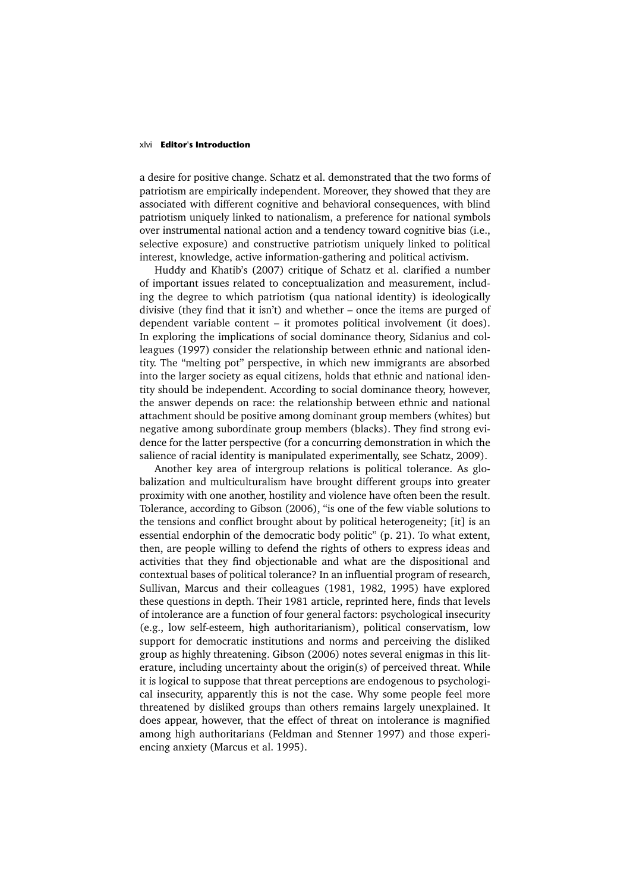a desire for positive change. Schatz et al. demonstrated that the two forms of patriotism are empirically independent. Moreover, they showed that they are associated with different cognitive and behavioral consequences, with blind patriotism uniquely linked to nationalism, a preference for national symbols over instrumental national action and a tendency toward cognitive bias (i.e., selective exposure) and constructive patriotism uniquely linked to political interest, knowledge, active information-gathering and political activism.

Huddy and Khatib's (2007) critique of Schatz et al. clarified a number of important issues related to conceptualization and measurement, including the degree to which patriotism (qua national identity) is ideologically divisive (they find that it isn't) and whether – once the items are purged of dependent variable content – it promotes political involvement (it does). In exploring the implications of social dominance theory, Sidanius and colleagues (1997) consider the relationship between ethnic and national identity. The "melting pot" perspective, in which new immigrants are absorbed into the larger society as equal citizens, holds that ethnic and national identity should be independent. According to social dominance theory, however, the answer depends on race: the relationship between ethnic and national attachment should be positive among dominant group members (whites) but negative among subordinate group members (blacks). They find strong evidence for the latter perspective (for a concurring demonstration in which the salience of racial identity is manipulated experimentally, see Schatz, 2009).

Another key area of intergroup relations is political tolerance. As globalization and multiculturalism have brought different groups into greater proximity with one another, hostility and violence have often been the result. Tolerance, according to Gibson (2006), "is one of the few viable solutions to the tensions and conflict brought about by political heterogeneity; [it] is an essential endorphin of the democratic body politic" (p. 21). To what extent, then, are people willing to defend the rights of others to express ideas and activities that they find objectionable and what are the dispositional and contextual bases of political tolerance? In an influential program of research, Sullivan, Marcus and their colleagues (1981, 1982, 1995) have explored these questions in depth. Their 1981 article, reprinted here, finds that levels of intolerance are a function of four general factors: psychological insecurity (e.g., low self-esteem, high authoritarianism), political conservatism, low support for democratic institutions and norms and perceiving the disliked group as highly threatening. Gibson (2006) notes several enigmas in this literature, including uncertainty about the origin(s) of perceived threat. While it is logical to suppose that threat perceptions are endogenous to psychological insecurity, apparently this is not the case. Why some people feel more threatened by disliked groups than others remains largely unexplained. It does appear, however, that the effect of threat on intolerance is magnified among high authoritarians (Feldman and Stenner 1997) and those experiencing anxiety (Marcus et al. 1995).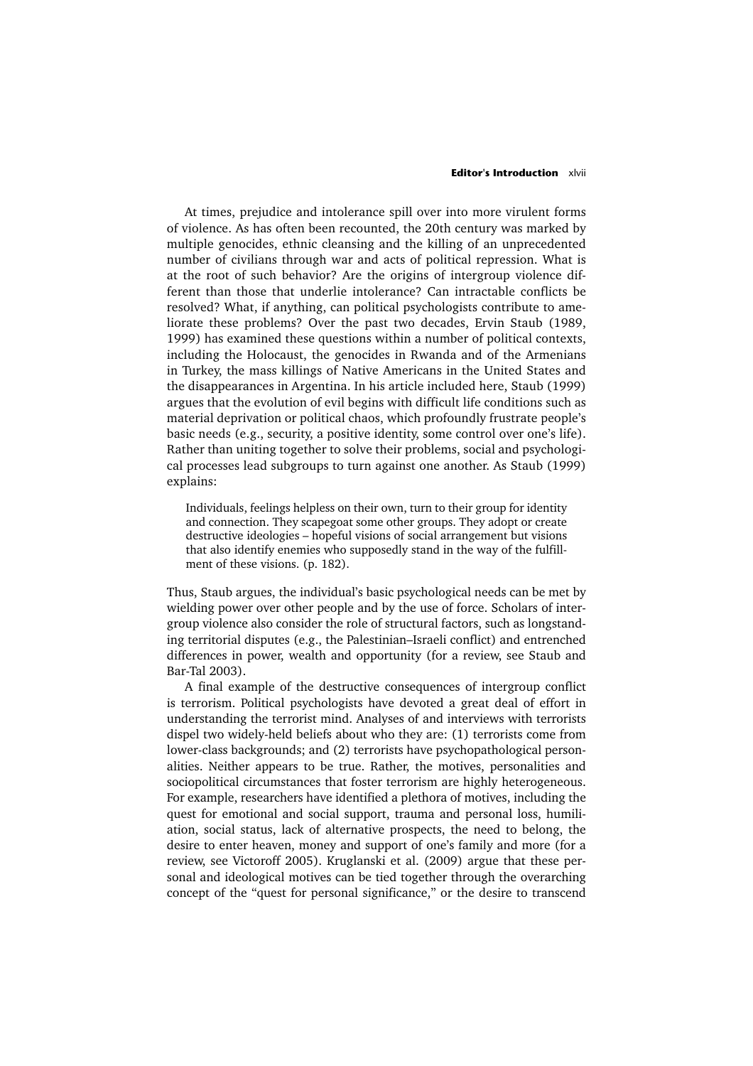At times, prejudice and intolerance spill over into more virulent forms of violence. As has often been recounted, the 20th century was marked by multiple genocides, ethnic cleansing and the killing of an unprecedented number of civilians through war and acts of political repression. What is at the root of such behavior? Are the origins of intergroup violence different than those that underlie intolerance? Can intractable conflicts be resolved? What, if anything, can political psychologists contribute to ameliorate these problems? Over the past two decades, Ervin Staub (1989, 1999) has examined these questions within a number of political contexts, including the Holocaust, the genocides in Rwanda and of the Armenians in Turkey, the mass killings of Native Americans in the United States and the disappearances in Argentina. In his article included here, Staub (1999) argues that the evolution of evil begins with difficult life conditions such as material deprivation or political chaos, which profoundly frustrate people's basic needs (e.g., security, a positive identity, some control over one's life). Rather than uniting together to solve their problems, social and psychological processes lead subgroups to turn against one another. As Staub (1999) explains:

> Individuals, feelings helpless on their own, turn to their group for identity and connection. They scapegoat some other groups. They adopt or create destructive ideologies – hopeful visions of social arrangement but visions that also identify enemies who supposedly stand in the way of the fulfillment of these visions. (p. 182).

Thus, Staub argues, the individual's basic psychological needs can be met by wielding power over other people and by the use of force. Scholars of intergroup violence also consider the role of structural factors, such as longstanding territorial disputes (e.g., the Palestinian–Israeli conflict) and entrenched differences in power, wealth and opportunity (for a review, see Staub and Bar-Tal 2003).

A final example of the destructive consequences of intergroup conflict is terrorism. Political psychologists have devoted a great deal of effort in understanding the terrorist mind. Analyses of and interviews with terrorists dispel two widely-held beliefs about who they are: (1) terrorists come from lower-class backgrounds; and (2) terrorists have psychopathological personalities. Neither appears to be true. Rather, the motives, personalities and sociopolitical circumstances that foster terrorism are highly heterogeneous. For example, researchers have identified a plethora of motives, including the quest for emotional and social support, trauma and personal loss, humiliation, social status, lack of alternative prospects, the need to belong, the desire to enter heaven, money and support of one's family and more (for a review, see Victoroff 2005). Kruglanski et al. (2009) argue that these personal and ideological motives can be tied together through the overarching concept of the "quest for personal significance," or the desire to transcend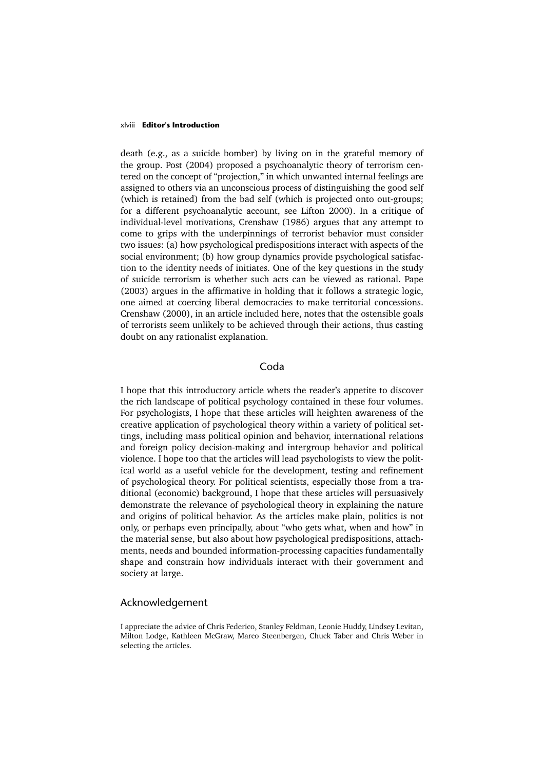death (e.g., as a suicide bomber) by living on in the grateful memory of the group. Post (2004) proposed a psychoanalytic theory of terrorism centered on the concept of "projection," in which unwanted internal feelings are assigned to others via an unconscious process of distinguishing the good self (which is retained) from the bad self (which is projected onto out-groups; for a different psychoanalytic account, see Lifton 2000). In a critique of individual-level motivations, Crenshaw (1986) argues that any attempt to come to grips with the underpinnings of terrorist behavior must consider two issues: (a) how psychological predispositions interact with aspects of the social environment; (b) how group dynamics provide psychological satisfaction to the identity needs of initiates. One of the key questions in the study of suicide terrorism is whether such acts can be viewed as rational. Pape (2003) argues in the affirmative in holding that it follows a strategic logic, one aimed at coercing liberal democracies to make territorial concessions. Crenshaw (2000), in an article included here, notes that the ostensible goals of terrorists seem unlikely to be achieved through their actions, thus casting doubt on any rationalist explanation.

## Coda

I hope that this introductory article whets the reader's appetite to discover the rich landscape of political psychology contained in these four volumes. For psychologists, I hope that these articles will heighten awareness of the creative application of psychological theory within a variety of political settings, including mass political opinion and behavior, international relations and foreign policy decision-making and intergroup behavior and political violence. I hope too that the articles will lead psychologists to view the political world as a useful vehicle for the development, testing and refinement of psychological theory. For political scientists, especially those from a traditional (economic) background, I hope that these articles will persuasively demonstrate the relevance of psychological theory in explaining the nature and origins of political behavior. As the articles make plain, politics is not only, or perhaps even principally, about "who gets what, when and how" in the material sense, but also about how psychological predispositions, attachments, needs and bounded information-processing capacities fundamentally shape and constrain how individuals interact with their government and society at large.

## Acknowledgement

I appreciate the advice of Chris Federico, Stanley Feldman, Leonie Huddy, Lindsey Levitan, Milton Lodge, Kathleen McGraw, Marco Steenbergen, Chuck Taber and Chris Weber in selecting the articles.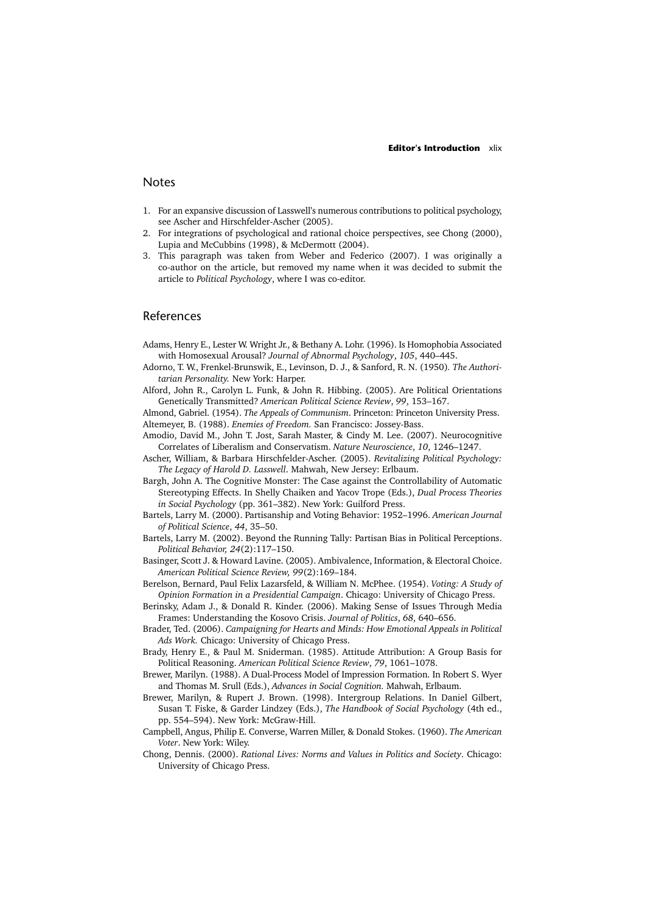## Notes

1. For an expansive discussion of Lasswell's numerous contributions to political psychology, see Ascher and Hirschfelder-Ascher (2005).
2. For integrations of psychological and rational choice perspectives, see Chong (2000), Lupia and McCubbins (1998), & McDermott (2004).
3. This paragraph was taken from Weber and Federico (2007). I was originally a co-author on the article, but removed my name when it was decided to submit the article to *Political Psychology*, where I was co-editor.

## References

Adams, Henry E., Lester W. Wright Jr., & Bethany A. Lohr. (1996). Is Homophobia Associated with Homosexual Arousal? *Journal of Abnormal Psychology*, *105*, 440–445.

Adorno, T. W., Frenkel-Brunswik, E., Levinson, D. J., & Sanford, R. N. (1950). *The Authoritarian Personality.* New York: Harper.

Alford, John R., Carolyn L. Funk, & John R. Hibbing. (2005). Are Political Orientations Genetically Transmitted? *American Political Science Review*, *99*, 153–167.

Almond, Gabriel. (1954). *The Appeals of Communism*. Princeton: Princeton University Press.

Altemeyer, B. (1988). *Enemies of Freedom.* San Francisco: Jossey-Bass.

Amodio, David M., John T. Jost, Sarah Master, & Cindy M. Lee. (2007). Neurocognitive Correlates of Liberalism and Conservatism. *Nature Neuroscience*, *10*, 1246–1247.

Ascher, William, & Barbara Hirschfelder-Ascher. (2005). *Revitalizing Political Psychology: The Legacy of Harold D. Lasswell*. Mahwah, New Jersey: Erlbaum.

Bargh, John A. The Cognitive Monster: The Case against the Controllability of Automatic Stereotyping Effects. In Shelly Chaiken and Yacov Trope (Eds.), *Dual Process Theories in Social Psychology* (pp. 361–382). New York: Guilford Press.

Bartels, Larry M. (2000). Partisanship and Voting Behavior: 1952–1996. *American Journal of Political Science*, *44*, 35–50.

Bartels, Larry M. (2002). Beyond the Running Tally: Partisan Bias in Political Perceptions. *Political Behavior, 24*(2):117–150.

Basinger, Scott J. & Howard Lavine. (2005). Ambivalence, Information, & Electoral Choice. *American Political Science Review, 99*(2):169–184.

Berelson, Bernard, Paul Felix Lazarsfeld, & William N. McPhee. (1954). *Voting: A Study of Opinion Formation in a Presidential Campaign*. Chicago: University of Chicago Press.

Berinsky, Adam J., & Donald R. Kinder. (2006). Making Sense of Issues Through Media Frames: Understanding the Kosovo Crisis. *Journal of Politics*, *68*, 640–656.

Brader, Ted. (2006). *Campaigning for Hearts and Minds: How Emotional Appeals in Political Ads Work.* Chicago: University of Chicago Press.

Brady, Henry E., & Paul M. Sniderman. (1985). Attitude Attribution: A Group Basis for Political Reasoning. *American Political Science Review*, *79*, 1061–1078.

Brewer, Marilyn. (1988). A Dual-Process Model of Impression Formation. In Robert S. Wyer and Thomas M. Srull (Eds.), *Advances in Social Cognition.* Mahwah, Erlbaum.

Brewer, Marilyn, & Rupert J. Brown. (1998). Intergroup Relations. In Daniel Gilbert, Susan T. Fiske, & Garder Lindzey (Eds.), *The Handbook of Social Psychology* (4th ed., pp. 554–594). New York: McGraw-Hill.

Campbell, Angus, Philip E. Converse, Warren Miller, & Donald Stokes. (1960). *The American Voter*. New York: Wiley.

Chong, Dennis. (2000). *Rational Lives: Norms and Values in Politics and Society*. Chicago: University of Chicago Press.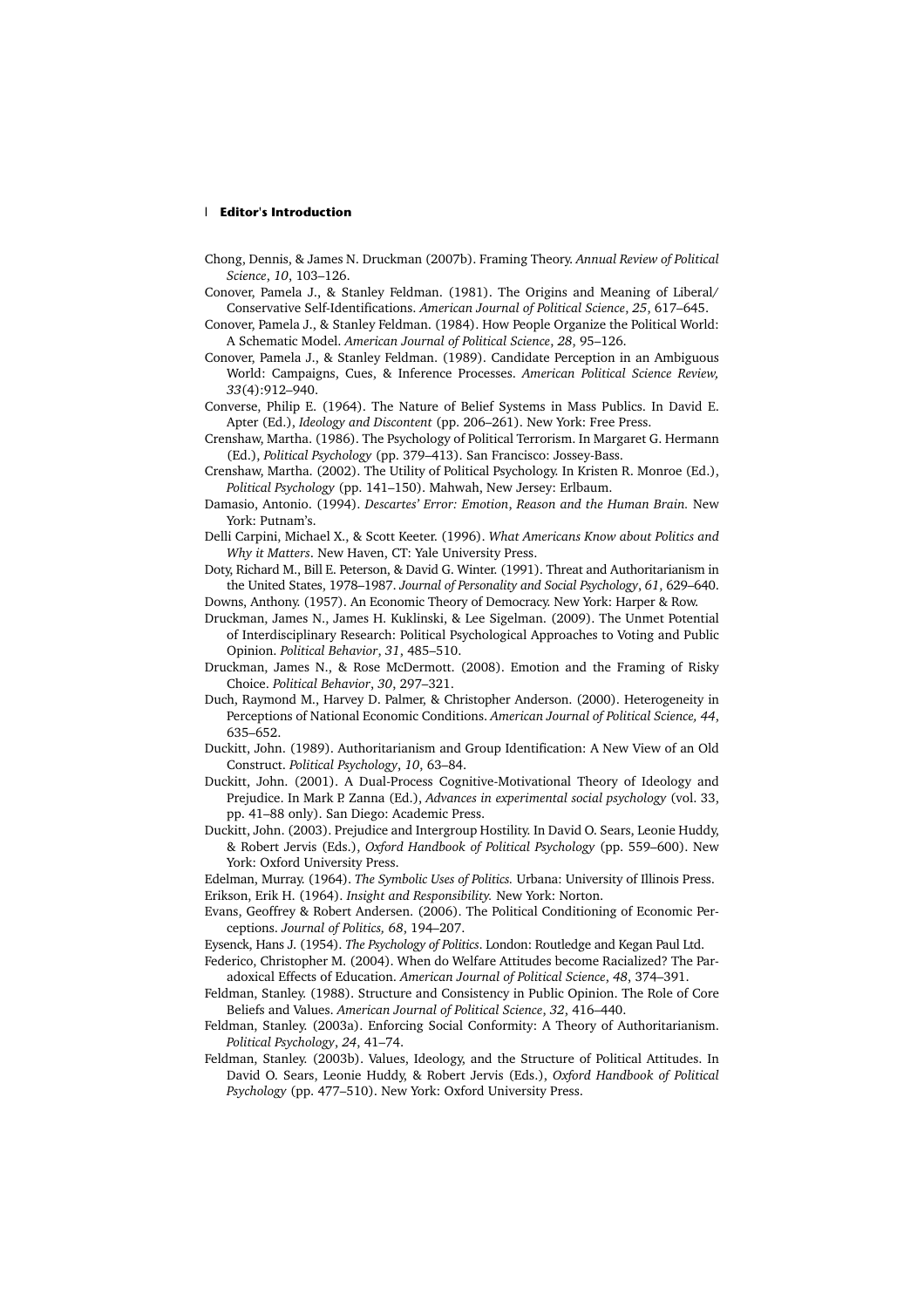Chong, Dennis, & James N. Druckman (2007b). Framing Theory. *Annual Review of Political Science*, *10*, 103–126.

Conover, Pamela J., & Stanley Feldman. (1981). The Origins and Meaning of Liberal/Conservative Self-Identifications. *American Journal of Political Science*, *25*, 617–645.

Conover, Pamela J., & Stanley Feldman. (1984). How People Organize the Political World: A Schematic Model. *American Journal of Political Science*, *28*, 95–126.

Conover, Pamela J., & Stanley Feldman. (1989). Candidate Perception in an Ambiguous World: Campaigns, Cues, & Inference Processes. *American Political Science Review, 33*(4):912–940.

Converse, Philip E. (1964). The Nature of Belief Systems in Mass Publics. In David E. Apter (Ed.), *Ideology and Discontent* (pp. 206–261). New York: Free Press.

Crenshaw, Martha. (1986). The Psychology of Political Terrorism. In Margaret G. Hermann (Ed.), *Political Psychology* (pp. 379–413). San Francisco: Jossey-Bass.

Crenshaw, Martha. (2002). The Utility of Political Psychology. In Kristen R. Monroe (Ed.), *Political Psychology* (pp. 141–150). Mahwah, New Jersey: Erlbaum.

Damasio, Antonio. (1994). *Descartes' Error: Emotion, Reason and the Human Brain.* New York: Putnam's.

Delli Carpini, Michael X., & Scott Keeter. (1996). *What Americans Know about Politics and Why it Matters*. New Haven, CT: Yale University Press.

Doty, Richard M., Bill E. Peterson, & David G. Winter. (1991). Threat and Authoritarianism in the United States, 1978–1987. *Journal of Personality and Social Psychology*, *61*, 629–640.

Downs, Anthony. (1957). An Economic Theory of Democracy. New York: Harper & Row.

Druckman, James N., James H. Kuklinski, & Lee Sigelman. (2009). The Unmet Potential of Interdisciplinary Research: Political Psychological Approaches to Voting and Public Opinion. *Political Behavior*, *31*, 485–510.

Druckman, James N., & Rose McDermott. (2008). Emotion and the Framing of Risky Choice. *Political Behavior*, *30*, 297–321.

Duch, Raymond M., Harvey D. Palmer, & Christopher Anderson. (2000). Heterogeneity in Perceptions of National Economic Conditions. *American Journal of Political Science, 44*, 635–652.

Duckitt, John. (1989). Authoritarianism and Group Identification: A New View of an Old Construct. *Political Psychology*, *10*, 63–84.

Duckitt, John. (2001). A Dual-Process Cognitive-Motivational Theory of Ideology and Prejudice. In Mark P. Zanna (Ed.), *Advances in experimental social psychology* (vol. 33, pp. 41–88 only). San Diego: Academic Press.

Duckitt, John. (2003). Prejudice and Intergroup Hostility. In David O. Sears, Leonie Huddy, & Robert Jervis (Eds.), *Oxford Handbook of Political Psychology* (pp. 559–600). New York: Oxford University Press.

Edelman, Murray. (1964). *The Symbolic Uses of Politics.* Urbana: University of Illinois Press.

Erikson, Erik H. (1964). *Insight and Responsibility.* New York: Norton.

Evans, Geoffrey & Robert Andersen. (2006). The Political Conditioning of Economic Perceptions. *Journal of Politics, 68*, 194–207.

Eysenck, Hans J. (1954). *The Psychology of Politics*. London: Routledge and Kegan Paul Ltd.

Federico, Christopher M. (2004). When do Welfare Attitudes become Racialized? The Paradoxical Effects of Education. *American Journal of Political Science*, *48*, 374–391.

Feldman, Stanley. (1988). Structure and Consistency in Public Opinion. The Role of Core Beliefs and Values. *American Journal of Political Science*, *32*, 416–440.

Feldman, Stanley. (2003a). Enforcing Social Conformity: A Theory of Authoritarianism. *Political Psychology*, *24*, 41–74.

Feldman, Stanley. (2003b). Values, Ideology, and the Structure of Political Attitudes. In David O. Sears, Leonie Huddy, & Robert Jervis (Eds.), *Oxford Handbook of Political Psychology* (pp. 477–510). New York: Oxford University Press.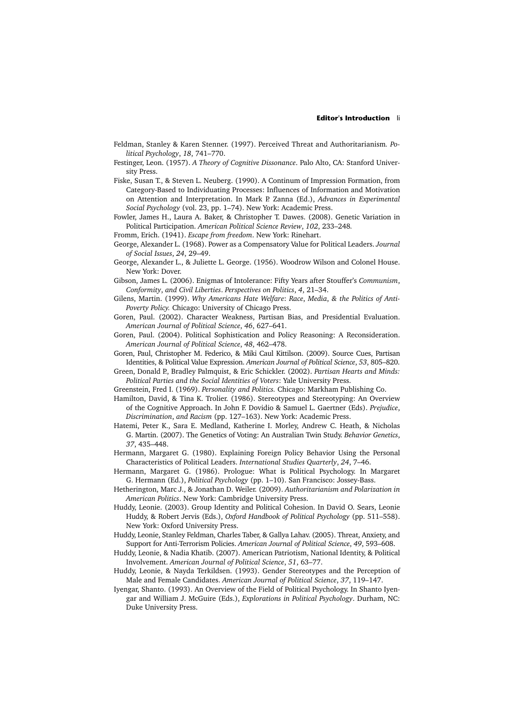Feldman, Stanley & Karen Stenner. (1997). Perceived Threat and Authoritarianism. *Political Psychology*, *18*, 741–770.

Festinger, Leon. (1957). *A Theory of Cognitive Dissonance*. Palo Alto, CA: Stanford University Press.

Fiske, Susan T., & Steven L. Neuberg. (1990). A Continum of Impression Formation, from Category-Based to Individuating Processes: Influences of Information and Motivation on Attention and Interpretation. In Mark P. Zanna (Ed.), *Advances in Experimental Social Psychology* (vol. 23, pp. 1–74). New York: Academic Press.

Fowler, James H., Laura A. Baker, & Christopher T. Dawes. (2008). Genetic Variation in Political Participation. *American Political Science Review*, *102*, 233–248.

Fromm, Erich. (1941). *Escape from freedom*. New York: Rinehart.

George, Alexander L. (1968). Power as a Compensatory Value for Political Leaders. *Journal of Social Issues*, *24*, 29–49.

George, Alexander L., & Juliette L. George. (1956). Woodrow Wilson and Colonel House. New York: Dover.

Gibson, James L. (2006). Enigmas of Intolerance: Fifty Years after Stouffer's *Communism*, *Conformity*, *and Civil Liberties*. *Perspectives on Politics*, *4*, 21–34.

Gilens, Martin. (1999). *Why Americans Hate Welfare*: *Race*, *Media*, *& the Politics of Anti-Poverty Policy.* Chicago: University of Chicago Press.

Goren, Paul. (2002). Character Weakness, Partisan Bias, and Presidential Evaluation. *American Journal of Political Science*, *46*, 627–641.

Goren, Paul. (2004). Political Sophistication and Policy Reasoning: A Reconsideration. *American Journal of Political Science*, *48*, 462–478.

Goren, Paul, Christopher M. Federico, & Miki Caul Kittilson. (2009). Source Cues, Partisan Identities, & Political Value Expression. *American Journal of Political Science*, *53*, 805–820.

Green, Donald P., Bradley Palmquist, & Eric Schickler. (2002). *Partisan Hearts and Minds: Political Parties and the Social Identities of Voters*: Yale University Press.

Greenstein, Fred I. (1969). *Personality and Politics.* Chicago: Markham Publishing Co.

Hamilton, David, & Tina K. Trolier. (1986). Stereotypes and Stereotyping: An Overview of the Cognitive Approach. In John F. Dovidio & Samuel L. Gaertner (Eds). *Prejudice*, *Discrimination*, *and Racism* (pp. 127–163). New York: Academic Press.

Hatemi, Peter K., Sara E. Medland, Katherine I. Morley, Andrew C. Heath, & Nicholas G. Martin. (2007). The Genetics of Voting: An Australian Twin Study. *Behavior Genetics*, *37*, 435–448.

Hermann, Margaret G. (1980). Explaining Foreign Policy Behavior Using the Personal Characteristics of Political Leaders. *International Studies Quarterly*, *24*, 7–46.

Hermann, Margaret G. (1986). Prologue: What is Political Psychology. In Margaret G. Hermann (Ed.), *Political Psychology* (pp. 1–10). San Francisco: Jossey-Bass.

Hetherington, Marc J., & Jonathan D. Weiler. (2009). *Authoritarianism and Polarization in American Politics*. New York: Cambridge University Press.

Huddy, Leonie. (2003). Group Identity and Political Cohesion. In David O. Sears, Leonie Huddy, & Robert Jervis (Eds.), *Oxford Handbook of Political Psychology* (pp. 511–558). New York: Oxford University Press.

Huddy, Leonie, Stanley Feldman, Charles Taber, & Gallya Lahav. (2005). Threat, Anxiety, and Support for Anti-Terrorism Policies. *American Journal of Political Science*, *49*, 593–608.

Huddy, Leonie, & Nadia Khatib. (2007). American Patriotism, National Identity, & Political Involvement. *American Journal of Political Science*, *51*, 63–77.

Huddy, Leonie, & Nayda Terkildsen. (1993). Gender Stereotypes and the Perception of Male and Female Candidates. *American Journal of Political Science*, *37*, 119–147.

Iyengar, Shanto. (1993). An Overview of the Field of Political Psychology. In Shanto Iyengar and William J. McGuire (Eds.), *Explorations in Political Psychology*. Durham, NC: Duke University Press.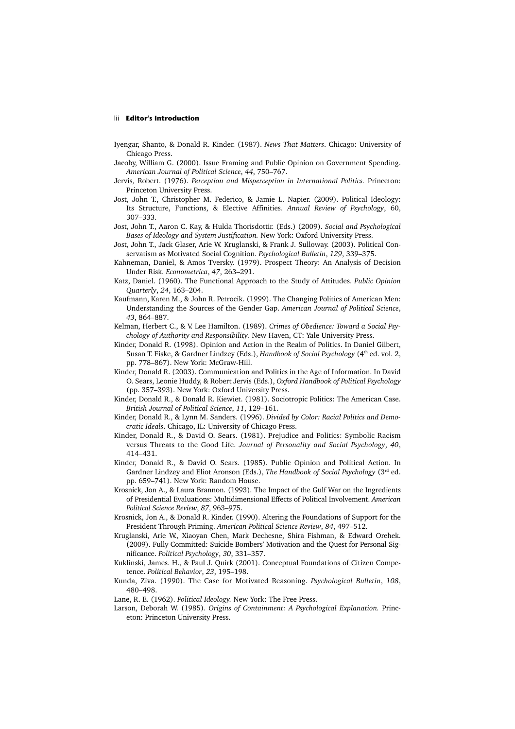Iyengar, Shanto, & Donald R. Kinder. (1987). *News That Matters*. Chicago: University of Chicago Press.

Jacoby, William G. (2000). Issue Framing and Public Opinion on Government Spending. *American Journal of Political Science*, *44*, 750–767.

Jervis, Robert. (1976). *Perception and Misperception in International Politics.* Princeton: Princeton University Press.

Jost, John T., Christopher M. Federico, & Jamie L. Napier. (2009). Political Ideology: Its Structure, Functions, & Elective Affinities. *Annual Review of Psychology*, 60, 307–333.

Jost, John T., Aaron C. Kay, & Hulda Thorisdottir. (Eds.) (2009). *Social and Psychological Bases of Ideology and System Justification.* New York: Oxford University Press.

Jost, John T., Jack Glaser, Arie W. Kruglanski, & Frank J. Sulloway. (2003). Political Conservatism as Motivated Social Cognition. *Psychological Bulletin*, *129*, 339–375.

Kahneman, Daniel, & Amos Tversky. (1979). Prospect Theory: An Analysis of Decision Under Risk. *Econometrica*, *47*, 263–291.

Katz, Daniel. (1960). The Functional Approach to the Study of Attitudes. *Public Opinion Quarterly*, *24*, 163–204.

Kaufmann, Karen M., & John R. Petrocik. (1999). The Changing Politics of American Men: Understanding the Sources of the Gender Gap. *American Journal of Political Science*, *43*, 864–887.

Kelman, Herbert C., & V. Lee Hamilton. (1989). *Crimes of Obedience: Toward a Social Psychology of Authority and Responsibility*. New Haven, CT: Yale University Press.

Kinder, Donald R. (1998). Opinion and Action in the Realm of Politics. In Daniel Gilbert, Susan T. Fiske, & Gardner Lindzey (Eds.), *Handbook of Social Psychology* (4th ed. vol. 2, pp. 778–867). New York: McGraw-Hill.

Kinder, Donald R. (2003). Communication and Politics in the Age of Information. In David O. Sears, Leonie Huddy, & Robert Jervis (Eds.), *Oxford Handbook of Political Psychology* (pp. 357–393). New York: Oxford University Press.

Kinder, Donald R., & Donald R. Kiewiet. (1981). Sociotropic Politics: The American Case. *British Journal of Political Science*, *11*, 129–161.

Kinder, Donald R., & Lynn M. Sanders. (1996). *Divided by Color: Racial Politics and Democratic Ideals*. Chicago, IL: University of Chicago Press.

Kinder, Donald R., & David O. Sears. (1981). Prejudice and Politics: Symbolic Racism versus Threats to the Good Life. *Journal of Personality and Social Psychology*, *40*, 414–431.

Kinder, Donald R., & David O. Sears. (1985). Public Opinion and Political Action. In Gardner Lindzey and Eliot Aronson (Eds.), *The Handbook of Social Psychology* (3rd ed. pp. 659–741). New York: Random House.

Krosnick, Jon A., & Laura Brannon. (1993). The Impact of the Gulf War on the Ingredients of Presidential Evaluations: Multidimensional Effects of Political Involvement. *American Political Science Review*, *87*, 963–975.

Krosnick, Jon A., & Donald R. Kinder. (1990). Altering the Foundations of Support for the President Through Priming. *American Political Science Review*, *84*, 497–512.

Kruglanski, Arie W., Xiaoyan Chen, Mark Dechesne, Shira Fishman, & Edward Orehek. (2009). Fully Committed: Suicide Bombers' Motivation and the Quest for Personal Significance. *Political Psychology*, *30*, 331–357.

Kuklinski, James. H., & Paul J. Quirk (2001). Conceptual Foundations of Citizen Competence. *Political Behavior*, *23*, 195–198.

Kunda, Ziva. (1990). The Case for Motivated Reasoning. *Psychological Bulletin*, *108*, 480–498.

Lane, R. E. (1962). *Political Ideology.* New York: The Free Press.

Larson, Deborah W. (1985). *Origins of Containment: A Psychological Explanation.* Princeton: Princeton University Press.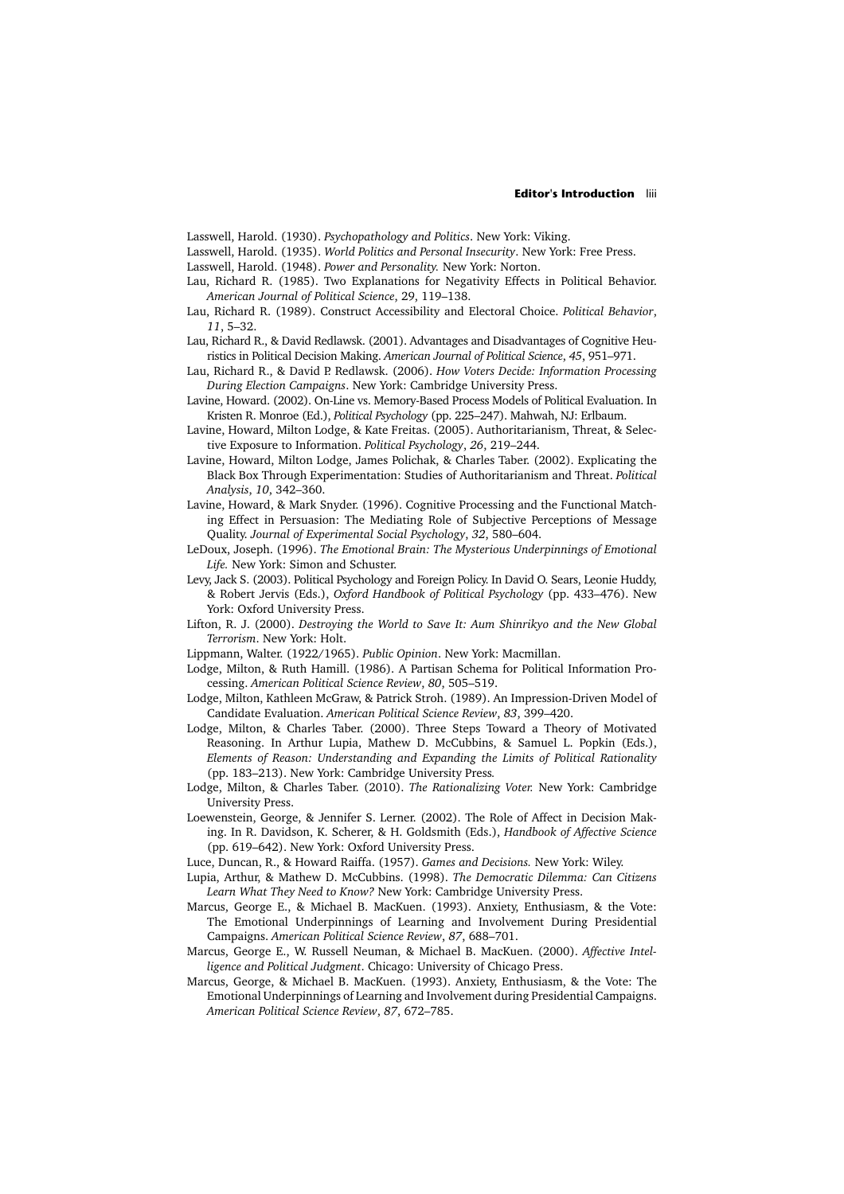Lasswell, Harold. (1930). *Psychopathology and Politics*. New York: Viking.

Lasswell, Harold. (1935). *World Politics and Personal Insecurity*. New York: Free Press.

Lasswell, Harold. (1948). *Power and Personality.* New York: Norton.

Lau, Richard R. (1985). Two Explanations for Negativity Effects in Political Behavior. *American Journal of Political Science*, 29, 119–138.

Lau, Richard R. (1989). Construct Accessibility and Electoral Choice. *Political Behavior*, *11*, 5–32.

Lau, Richard R., & David Redlawsk. (2001). Advantages and Disadvantages of Cognitive Heuristics in Political Decision Making. *American Journal of Political Science*, *45*, 951–971.

Lau, Richard R., & David P. Redlawsk. (2006). *How Voters Decide: Information Processing During Election Campaigns*. New York: Cambridge University Press.

Lavine, Howard. (2002). On-Line vs. Memory-Based Process Models of Political Evaluation. In Kristen R. Monroe (Ed.), *Political Psychology* (pp. 225–247). Mahwah, NJ: Erlbaum.

Lavine, Howard, Milton Lodge, & Kate Freitas. (2005). Authoritarianism, Threat, & Selective Exposure to Information. *Political Psychology*, *26*, 219–244.

Lavine, Howard, Milton Lodge, James Polichak, & Charles Taber. (2002). Explicating the Black Box Through Experimentation: Studies of Authoritarianism and Threat. *Political Analysis*, *10*, 342–360.

Lavine, Howard, & Mark Snyder. (1996). Cognitive Processing and the Functional Matching Effect in Persuasion: The Mediating Role of Subjective Perceptions of Message Quality. *Journal of Experimental Social Psychology*, *32*, 580–604.

LeDoux, Joseph. (1996). *The Emotional Brain: The Mysterious Underpinnings of Emotional Life.* New York: Simon and Schuster.

Levy, Jack S. (2003). Political Psychology and Foreign Policy. In David O. Sears, Leonie Huddy, & Robert Jervis (Eds.), *Oxford Handbook of Political Psychology* (pp. 433–476). New York: Oxford University Press.

Lifton, R. J. (2000). *Destroying the World to Save It: Aum Shinrikyo and the New Global Terrorism*. New York: Holt.

Lippmann, Walter. (1922/1965). *Public Opinion*. New York: Macmillan.

Lodge, Milton, & Ruth Hamill. (1986). A Partisan Schema for Political Information Processing. *American Political Science Review*, *80*, 505–519.

Lodge, Milton, Kathleen McGraw, & Patrick Stroh. (1989). An Impression-Driven Model of Candidate Evaluation. *American Political Science Review*, *83*, 399–420.

Lodge, Milton, & Charles Taber. (2000). Three Steps Toward a Theory of Motivated Reasoning. In Arthur Lupia, Mathew D. McCubbins, & Samuel L. Popkin (Eds.), *Elements of Reason: Understanding and Expanding the Limits of Political Rationality* (pp. 183–213). New York: Cambridge University Press.

Lodge, Milton, & Charles Taber. (2010). *The Rationalizing Voter.* New York: Cambridge University Press.

Loewenstein, George, & Jennifer S. Lerner. (2002). The Role of Affect in Decision Making. In R. Davidson, K. Scherer, & H. Goldsmith (Eds.), *Handbook of Affective Science* (pp. 619–642). New York: Oxford University Press.

Luce, Duncan, R., & Howard Raiffa. (1957). *Games and Decisions.* New York: Wiley.

Lupia, Arthur, & Mathew D. McCubbins. (1998). *The Democratic Dilemma: Can Citizens Learn What They Need to Know?* New York: Cambridge University Press.

Marcus, George E., & Michael B. MacKuen. (1993). Anxiety, Enthusiasm, & the Vote: The Emotional Underpinnings of Learning and Involvement During Presidential Campaigns. *American Political Science Review*, *87*, 688–701.

Marcus, George E., W. Russell Neuman, & Michael B. MacKuen. (2000). *Affective Intelligence and Political Judgment*. Chicago: University of Chicago Press.

Marcus, George, & Michael B. MacKuen. (1993). Anxiety, Enthusiasm, & the Vote: The Emotional Underpinnings of Learning and Involvement during Presidential Campaigns. *American Political Science Review*, *87*, 672–785.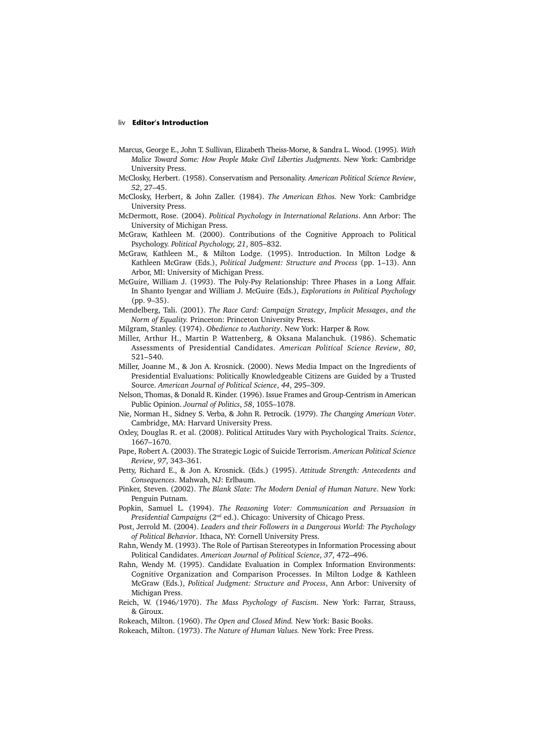Marcus, George E., John T. Sullivan, Elizabeth Theiss-Morse, & Sandra L. Wood. (1995). *With Malice Toward Some: How People Make Civil Liberties Judgments*. New York: Cambridge University Press.

McClosky, Herbert. (1958). Conservatism and Personality. *American Political Science Review*, *52*, 27–45.

McClosky, Herbert, & John Zaller. (1984). *The American Ethos.* New York: Cambridge University Press.

McDermott, Rose. (2004). *Political Psychology in International Relations*. Ann Arbor: The University of Michigan Press.

McGraw, Kathleen M. (2000). Contributions of the Cognitive Approach to Political Psychology. *Political Psychology, 21*, 805–832.

McGraw, Kathleen M., & Milton Lodge. (1995). Introduction. In Milton Lodge & Kathleen McGraw (Eds.), *Political Judgment: Structure and Process* (pp. 1–13). Ann Arbor, MI: University of Michigan Press.

McGuire, William J. (1993). The Poly-Psy Relationship: Three Phases in a Long Affair. In Shanto Iyengar and William J. McGuire (Eds.), *Explorations in Political Psychology* (pp. 9–35).

Mendelberg, Tali. (2001). *The Race Card: Campaign Strategy, Implicit Messages, and the Norm of Equality.* Princeton: Princeton University Press.

Milgram, Stanley. (1974). *Obedience to Authority*. New York: Harper & Row.

Miller, Arthur H., Martin P. Wattenberg, & Oksana Malanchuk. (1986). Schematic Assessments of Presidential Candidates. *American Political Science Review*, *80*, 521–540.

Miller, Joanne M., & Jon A. Krosnick. (2000). News Media Impact on the Ingredients of Presidential Evaluations: Politically Knowledgeable Citizens are Guided by a Trusted Source. *American Journal of Political Science*, *44*, 295–309.

Nelson, Thomas, & Donald R. Kinder. (1996). Issue Frames and Group-Centrism in American Public Opinion. *Journal of Politics*, *58*, 1055–1078.

Nie, Norman H., Sidney S. Verba, & John R. Petrocik. (1979). *The Changing American Voter*. Cambridge, MA: Harvard University Press.

Oxley, Douglas R. et al. (2008). Political Attitudes Vary with Psychological Traits. *Science*, 1667–1670.

Pape, Robert A. (2003). The Strategic Logic of Suicide Terrorism. *American Political Science Review*, *97*, 343–361.

Petty, Richard E., & Jon A. Krosnick. (Eds.) (1995). *Attitude Strength: Antecedents and Consequences*. Mahwah, NJ: Erlbaum.

Pinker, Steven. (2002). *The Blank Slate: The Modern Denial of Human Nature*. New York: Penguin Putnam.

Popkin, Samuel L. (1994). *The Reasoning Voter: Communication and Persuasion in Presidential Campaigns* (2nd ed.). Chicago: University of Chicago Press.

Post, Jerrold M. (2004). *Leaders and their Followers in a Dangerous World: The Psychology of Political Behavior*. Ithaca, NY: Cornell University Press.

Rahn, Wendy M. (1993). The Role of Partisan Stereotypes in Information Processing about Political Candidates. *American Journal of Political Science*, *37*, 472–496.

Rahn, Wendy M. (1995). Candidate Evaluation in Complex Information Environments: Cognitive Organization and Comparison Processes. In Milton Lodge & Kathleen McGraw (Eds.), *Political Judgment: Structure and Process*, Ann Arbor: University of Michigan Press.

Reich, W. (1946/1970). *The Mass Psychology of Fascism*. New York: Farrar, Strauss, & Giroux.

Rokeach, Milton. (1960). *The Open and Closed Mind.* New York: Basic Books.

Rokeach, Milton. (1973). *The Nature of Human Values.* New York: Free Press.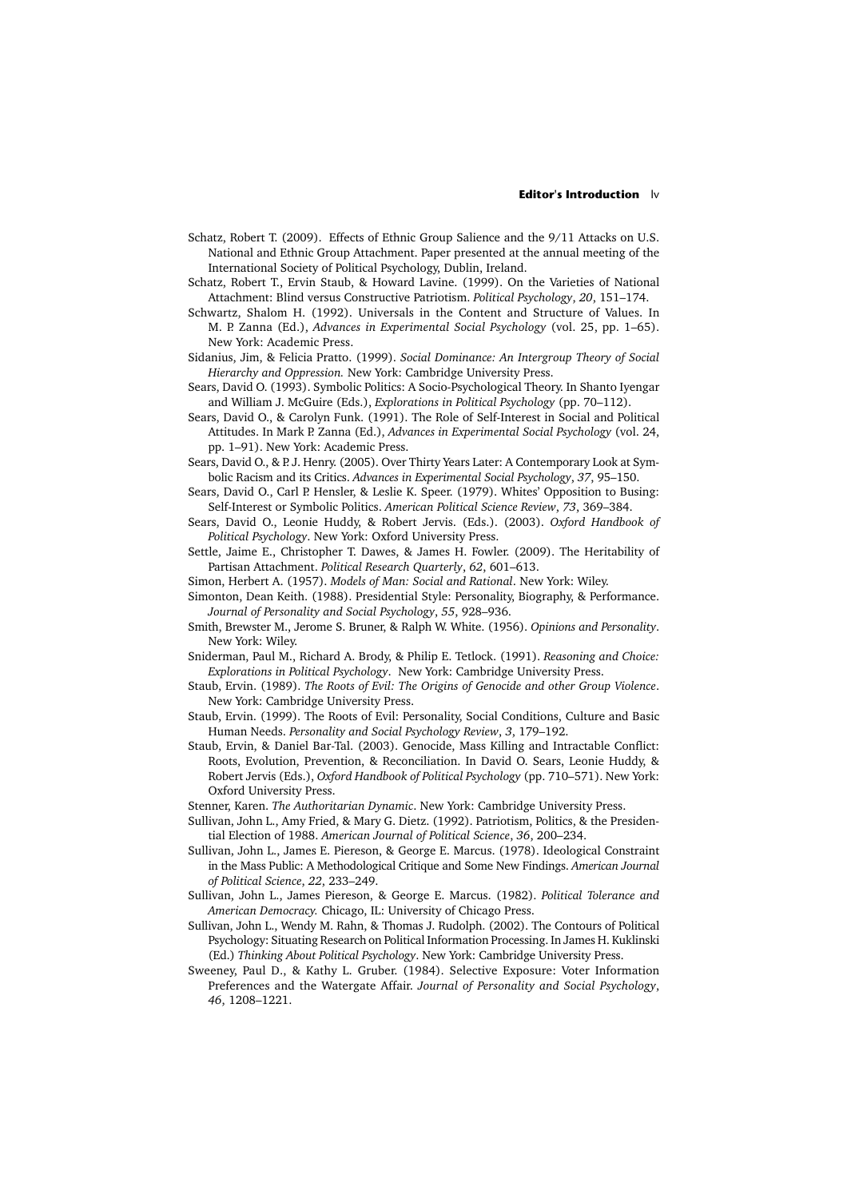Schatz, Robert T. (2009). Effects of Ethnic Group Salience and the 9/11 Attacks on U.S. National and Ethnic Group Attachment. Paper presented at the annual meeting of the International Society of Political Psychology, Dublin, Ireland.

Schatz, Robert T., Ervin Staub, & Howard Lavine. (1999). On the Varieties of National Attachment: Blind versus Constructive Patriotism. *Political Psychology*, *20*, 151–174.

Schwartz, Shalom H. (1992). Universals in the Content and Structure of Values. In M. P. Zanna (Ed.), *Advances in Experimental Social Psychology* (vol. 25, pp. 1–65). New York: Academic Press.

Sidanius, Jim, & Felicia Pratto. (1999). *Social Dominance: An Intergroup Theory of Social Hierarchy and Oppression.* New York: Cambridge University Press.

Sears, David O. (1993). Symbolic Politics: A Socio-Psychological Theory. In Shanto Iyengar and William J. McGuire (Eds.), *Explorations in Political Psychology* (pp. 70–112).

Sears, David O., & Carolyn Funk. (1991). The Role of Self-Interest in Social and Political Attitudes. In Mark P. Zanna (Ed.), *Advances in Experimental Social Psychology* (vol. 24, pp. 1–91). New York: Academic Press.

Sears, David O., & P. J. Henry. (2005). Over Thirty Years Later: A Contemporary Look at Symbolic Racism and its Critics. *Advances in Experimental Social Psychology*, *37*, 95–150.

Sears, David O., Carl P. Hensler, & Leslie K. Speer. (1979). Whites' Opposition to Busing: Self-Interest or Symbolic Politics. *American Political Science Review*, *73*, 369–384.

Sears, David O., Leonie Huddy, & Robert Jervis. (Eds.). (2003). *Oxford Handbook of Political Psychology*. New York: Oxford University Press.

Settle, Jaime E., Christopher T. Dawes, & James H. Fowler. (2009). The Heritability of Partisan Attachment. *Political Research Quarterly*, *62*, 601–613.

Simon, Herbert A. (1957). *Models of Man: Social and Rational*. New York: Wiley.

Simonton, Dean Keith. (1988). Presidential Style: Personality, Biography, & Performance. *Journal of Personality and Social Psychology*, *55*, 928–936.

Smith, Brewster M., Jerome S. Bruner, & Ralph W. White. (1956). *Opinions and Personality*. New York: Wiley.

Sniderman, Paul M., Richard A. Brody, & Philip E. Tetlock. (1991). *Reasoning and Choice: Explorations in Political Psychology*. New York: Cambridge University Press.

Staub, Ervin. (1989). *The Roots of Evil: The Origins of Genocide and other Group Violence*. New York: Cambridge University Press.

Staub, Ervin. (1999). The Roots of Evil: Personality, Social Conditions, Culture and Basic Human Needs. *Personality and Social Psychology Review*, *3*, 179–192.

Staub, Ervin, & Daniel Bar-Tal. (2003). Genocide, Mass Killing and Intractable Conflict: Roots, Evolution, Prevention, & Reconciliation. In David O. Sears, Leonie Huddy, & Robert Jervis (Eds.), *Oxford Handbook of Political Psychology* (pp. 710–571). New York: Oxford University Press.

Stenner, Karen. *The Authoritarian Dynamic*. New York: Cambridge University Press.

Sullivan, John L., Amy Fried, & Mary G. Dietz. (1992). Patriotism, Politics, & the Presidential Election of 1988. *American Journal of Political Science*, *36*, 200–234.

Sullivan, John L., James E. Piereson, & George E. Marcus. (1978). Ideological Constraint in the Mass Public: A Methodological Critique and Some New Findings. *American Journal of Political Science*, *22*, 233–249.

Sullivan, John L., James Piereson, & George E. Marcus. (1982). *Political Tolerance and American Democracy.* Chicago, IL: University of Chicago Press.

Sullivan, John L., Wendy M. Rahn, & Thomas J. Rudolph. (2002). The Contours of Political Psychology: Situating Research on Political Information Processing. In James H. Kuklinski (Ed.) *Thinking About Political Psychology*. New York: Cambridge University Press.

Sweeney, Paul D., & Kathy L. Gruber. (1984). Selective Exposure: Voter Information Preferences and the Watergate Affair. *Journal of Personality and Social Psychology*, *46*, 1208–1221.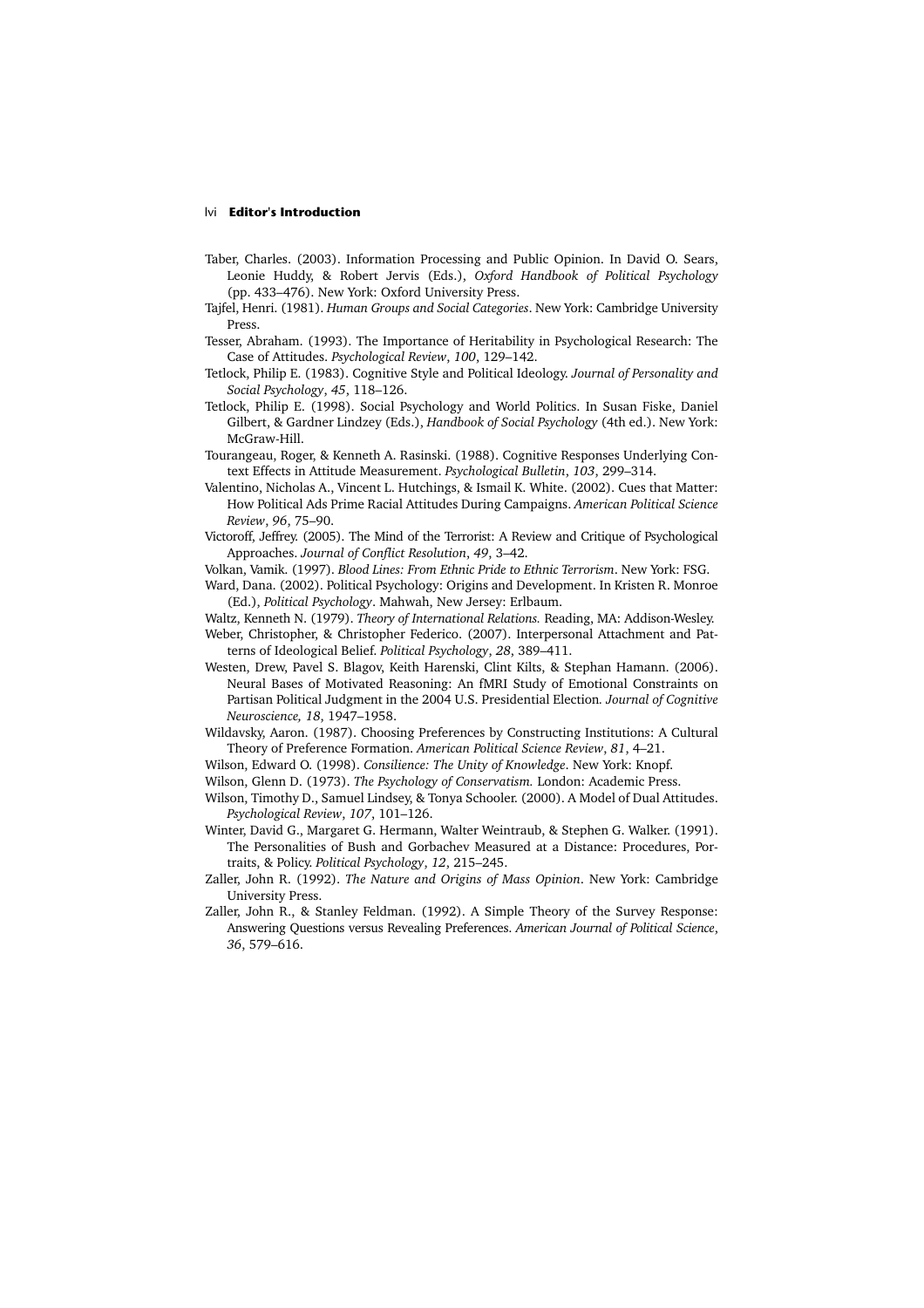Taber, Charles. (2003). Information Processing and Public Opinion. In David O. Sears, Leonie Huddy, & Robert Jervis (Eds.), *Oxford Handbook of Political Psychology* (pp. 433–476). New York: Oxford University Press.

Tajfel, Henri. (1981). *Human Groups and Social Categories*. New York: Cambridge University Press.

Tesser, Abraham. (1993). The Importance of Heritability in Psychological Research: The Case of Attitudes. *Psychological Review*, *100*, 129–142.

Tetlock, Philip E. (1983). Cognitive Style and Political Ideology. *Journal of Personality and Social Psychology*, *45*, 118–126.

Tetlock, Philip E. (1998). Social Psychology and World Politics. In Susan Fiske, Daniel Gilbert, & Gardner Lindzey (Eds.), *Handbook of Social Psychology* (4th ed.). New York: McGraw-Hill.

Tourangeau, Roger, & Kenneth A. Rasinski. (1988). Cognitive Responses Underlying Context Effects in Attitude Measurement. *Psychological Bulletin*, *103*, 299–314.

Valentino, Nicholas A., Vincent L. Hutchings, & Ismail K. White. (2002). Cues that Matter: How Political Ads Prime Racial Attitudes During Campaigns. *American Political Science Review*, *96*, 75–90.

Victoroff, Jeffrey. (2005). The Mind of the Terrorist: A Review and Critique of Psychological Approaches. *Journal of Conflict Resolution*, *49*, 3–42.

Volkan, Vamik. (1997). *Blood Lines: From Ethnic Pride to Ethnic Terrorism*. New York: FSG.

Ward, Dana. (2002). Political Psychology: Origins and Development. In Kristen R. Monroe (Ed.), *Political Psychology*. Mahwah, New Jersey: Erlbaum.

Waltz, Kenneth N. (1979). *Theory of International Relations.* Reading, MA: Addison-Wesley.

Weber, Christopher, & Christopher Federico. (2007). Interpersonal Attachment and Patterns of Ideological Belief. *Political Psychology*, *28*, 389–411.

Westen, Drew, Pavel S. Blagov, Keith Harenski, Clint Kilts, & Stephan Hamann. (2006). Neural Bases of Motivated Reasoning: An fMRI Study of Emotional Constraints on Partisan Political Judgment in the 2004 U.S. Presidential Election. *Journal of Cognitive Neuroscience, 18*, 1947–1958.

Wildavsky, Aaron. (1987). Choosing Preferences by Constructing Institutions: A Cultural Theory of Preference Formation. *American Political Science Review*, *81*, 4–21.

Wilson, Edward O. (1998). *Consilience: The Unity of Knowledge*. New York: Knopf.

Wilson, Glenn D. (1973). *The Psychology of Conservatism.* London: Academic Press.

Wilson, Timothy D., Samuel Lindsey, & Tonya Schooler. (2000). A Model of Dual Attitudes. *Psychological Review*, *107*, 101–126.

Winter, David G., Margaret G. Hermann, Walter Weintraub, & Stephen G. Walker. (1991). The Personalities of Bush and Gorbachev Measured at a Distance: Procedures, Portraits, & Policy. *Political Psychology*, *12*, 215–245.

Zaller, John R. (1992). *The Nature and Origins of Mass Opinion*. New York: Cambridge University Press.

Zaller, John R., & Stanley Feldman. (1992). A Simple Theory of the Survey Response: Answering Questions versus Revealing Preferences. *American Journal of Political Science*, *36*, 579–616.